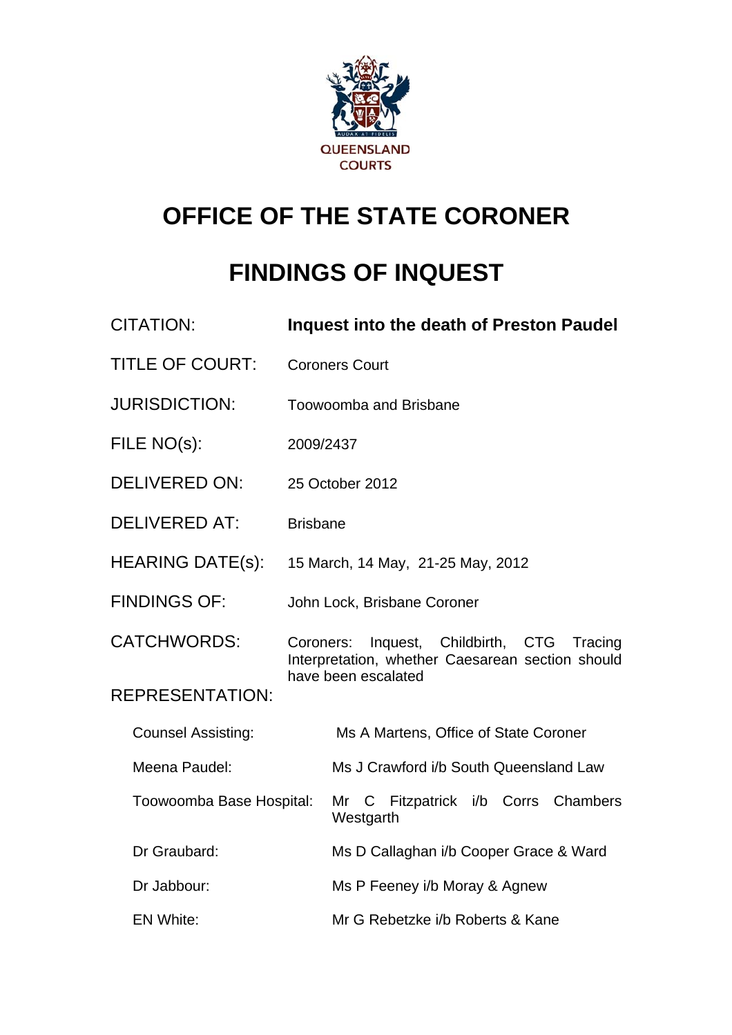QUEENSLAND COURTS

# OFFICE OF THE STATE CORONER

# FINDINGS OF INQUEST

| | |
|---|---|
| CITATION: | **Inquest into the death of Preston Paudel** |
| TITLE OF COURT: | Coroners Court |
| JURISDICTION: | Toowoomba and Brisbane |
| FILE NO(s): | 2009/2437 |
| DELIVERED ON: | 25 October 2012 |
| DELIVERED AT: | Brisbane |
| HEARING DATE(s): | 15 March, 14 May, 21-25 May, 2012 |
| FINDINGS OF: | John Lock, Brisbane Coroner |
| CATCHWORDS: | Coroners: Inquest, Childbirth, CTG Tracing Interpretation, whether Caesarean section should have been escalated |

REPRESENTATION:

| | |
|---|---|
| Counsel Assisting: | Ms A Martens, Office of State Coroner |
| Meena Paudel: | Ms J Crawford i/b South Queensland Law |
| Toowoomba Base Hospital: | Mr C Fitzpatrick i/b Corrs Chambers Westgarth |
| Dr Graubard: | Ms D Callaghan i/b Cooper Grace & Ward |
| Dr Jabbour: | Ms P Feeney i/b Moray & Agnew |
| EN White: | Mr G Rebetzke i/b Roberts & Kane |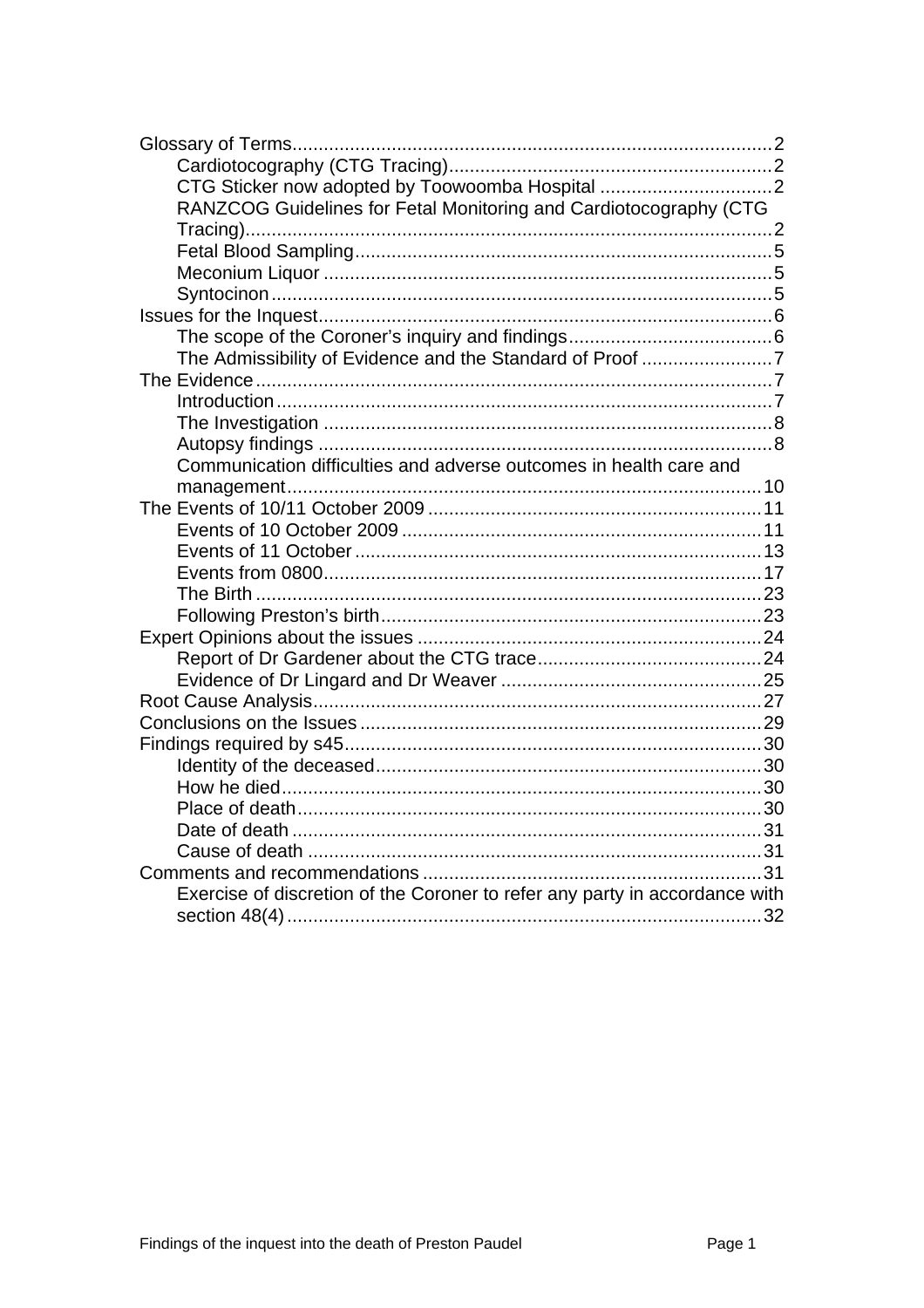- Glossary of Terms .......... 2
  - Cardiotocography (CTG Tracing) .......... 2
  - CTG Sticker now adopted by Toowoomba Hospital .......... 2
  - RANZCOG Guidelines for Fetal Monitoring and Cardiotocography (CTG Tracing) .......... 2
  - Fetal Blood Sampling .......... 5
  - Meconium Liquor .......... 5
  - Syntocinon .......... 5
- Issues for the Inquest .......... 6
  - The scope of the Coroner's inquiry and findings .......... 6
  - The Admissibility of Evidence and the Standard of Proof .......... 7
- The Evidence .......... 7
  - Introduction .......... 7
  - The Investigation .......... 8
  - Autopsy findings .......... 8
  - Communication difficulties and adverse outcomes in health care and management .......... 10
- The Events of 10/11 October 2009 .......... 11
  - Events of 10 October 2009 .......... 11
  - Events of 11 October .......... 13
  - Events from 0800 .......... 17
  - The Birth .......... 23
  - Following Preston's birth .......... 23
- Expert Opinions about the issues .......... 24
  - Report of Dr Gardener about the CTG trace .......... 24
  - Evidence of Dr Lingard and Dr Weaver .......... 25
- Root Cause Analysis .......... 27
- Conclusions on the Issues .......... 29
- Findings required by s45 .......... 30
  - Identity of the deceased .......... 30
  - How he died .......... 30
  - Place of death .......... 30
  - Date of death .......... 31
  - Cause of death .......... 31
- Comments and recommendations .......... 31
  - Exercise of discretion of the Coroner to refer any party in accordance with section 48(4) .......... 32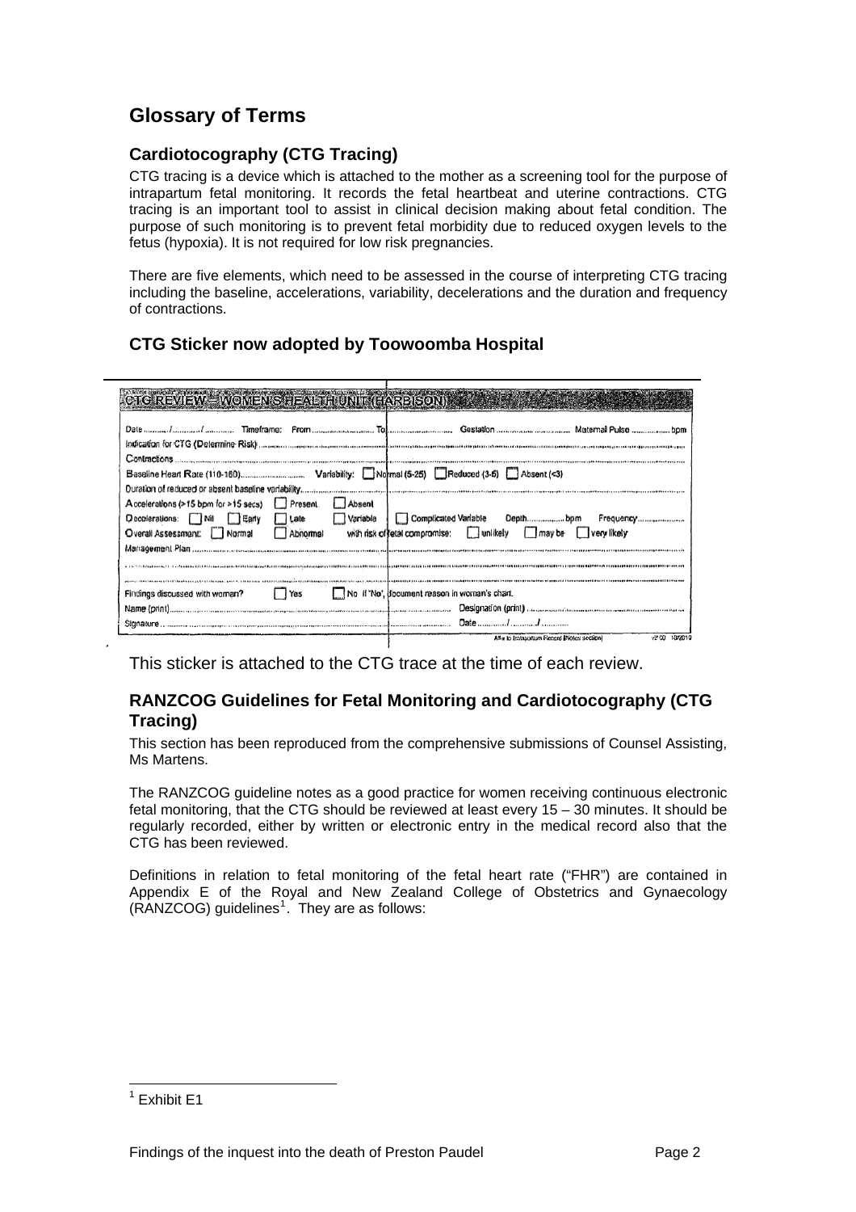# Glossary of Terms

## Cardiotocography (CTG Tracing)

CTG tracing is a device which is attached to the mother as a screening tool for the purpose of intrapartum fetal monitoring. It records the fetal heartbeat and uterine contractions. CTG tracing is an important tool to assist in clinical decision making about fetal condition. The purpose of such monitoring is to prevent fetal morbidity due to reduced oxygen levels to the fetus (hypoxia). It is not required for low risk pregnancies.

There are five elements, which need to be assessed in the course of interpreting CTG tracing including the baseline, accelerations, variability, decelerations and the duration and frequency of contractions.

## CTG Sticker now adopted by Toowoomba Hospital

**CTG REVIEW – WOMEN'S HEALTH UNIT (HARBISON)**

Date ......../......../........ Timeframe: From .................... To .................... Gestation .................... Maternal Pulse ............ bpm

Indication for CTG (Determine Risk) ..............................................................................................

Contractions ..............................................................................................

Baseline Heart Rate (110-160).................... Variability: ☐ Normal (5-25) ☐ Reduced (3-5) ☐ Absent (<3)

Duration of reduced or absent baseline variability..............................................................................................

Accelerations (>15 bpm for >15 secs) ☐ Present ☐ Absent

Decelerations: ☐ Nil ☐ Early ☐ Late ☐ Variable ☐ Complicated Variable Depth............ bpm Frequency................

Overall Assessment: ☐ Normal ☐ Abnormal with risk of fetal compromise: ☐ unlikely ☐ may be ☐ very likely

Management Plan ..............................................................................................

..............................................................................................

..............................................................................................

Findings discussed with woman? ☐ Yes ☐ No If "No", document reason in woman's chart.

Name (print).................................................... Designation (print) ....................................................

Signature .................................................... Date ......../......../........

Affix to Intrapartum Record (Notes section) v2.00 10/2010

This sticker is attached to the CTG trace at the time of each review.

## RANZCOG Guidelines for Fetal Monitoring and Cardiotocography (CTG Tracing)

This section has been reproduced from the comprehensive submissions of Counsel Assisting, Ms Martens.

The RANZCOG guideline notes as a good practice for women receiving continuous electronic fetal monitoring, that the CTG should be reviewed at least every 15 – 30 minutes. It should be regularly recorded, either by written or electronic entry in the medical record also that the CTG has been reviewed.

Definitions in relation to fetal monitoring of the fetal heart rate ("FHR") are contained in Appendix E of the Royal and New Zealand College of Obstetrics and Gynaecology (RANZCOG) guidelines[1]. They are as follows:

[1] Exhibit E1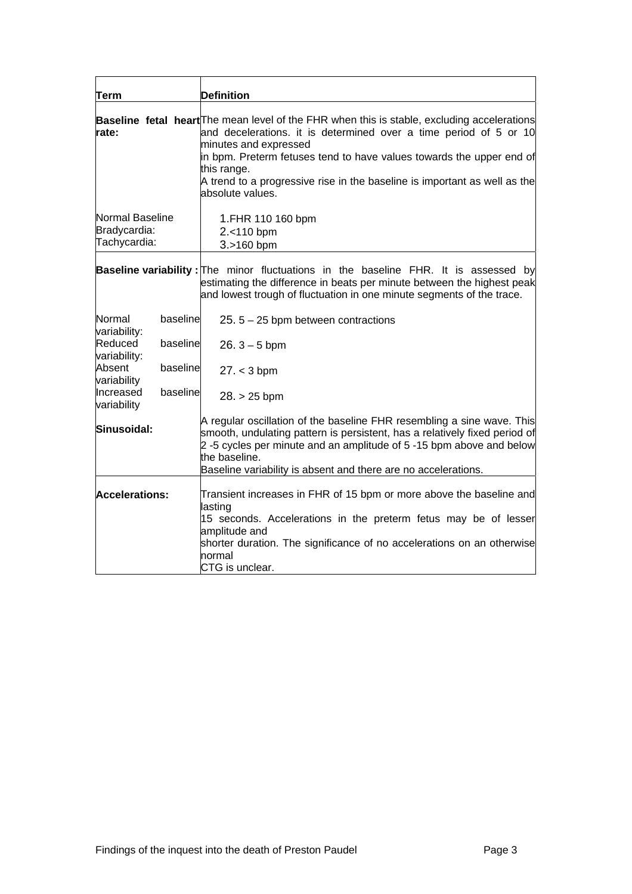| Term | Definition |
| --- | --- |
| **Baseline fetal heart rate:** | The mean level of the FHR when this is stable, excluding accelerations and decelerations. it is determined over a time period of 5 or 10 minutes and expressed in bpm. Preterm fetuses tend to have values towards the upper end of this range. A trend to a progressive rise in the baseline is important as well as the absolute values. |
| Normal Baseline<br>Bradycardia:<br>Tachycardia: | 1. FHR 110 160 bpm<br>2. <110 bpm<br>3. >160 bpm |
| **Baseline variability :** | The minor fluctuations in the baseline FHR. It is assessed by estimating the difference in beats per minute between the highest peak and lowest trough of fluctuation in one minute segments of the trace. |
| Normal baseline variability:<br>Reduced baseline variability:<br>Absent baseline variability<br>Increased baseline variability | 25. 5 – 25 bpm between contractions<br>26. 3 – 5 bpm<br>27. < 3 bpm<br>28. > 25 bpm |
| **Sinusoidal:** | A regular oscillation of the baseline FHR resembling a sine wave. This smooth, undulating pattern is persistent, has a relatively fixed period of 2 -5 cycles per minute and an amplitude of 5 -15 bpm above and below the baseline. Baseline variability is absent and there are no accelerations. |
| **Accelerations:** | Transient increases in FHR of 15 bpm or more above the baseline and lasting 15 seconds. Accelerations in the preterm fetus may be of lesser amplitude and shorter duration. The significance of no accelerations on an otherwise normal CTG is unclear. |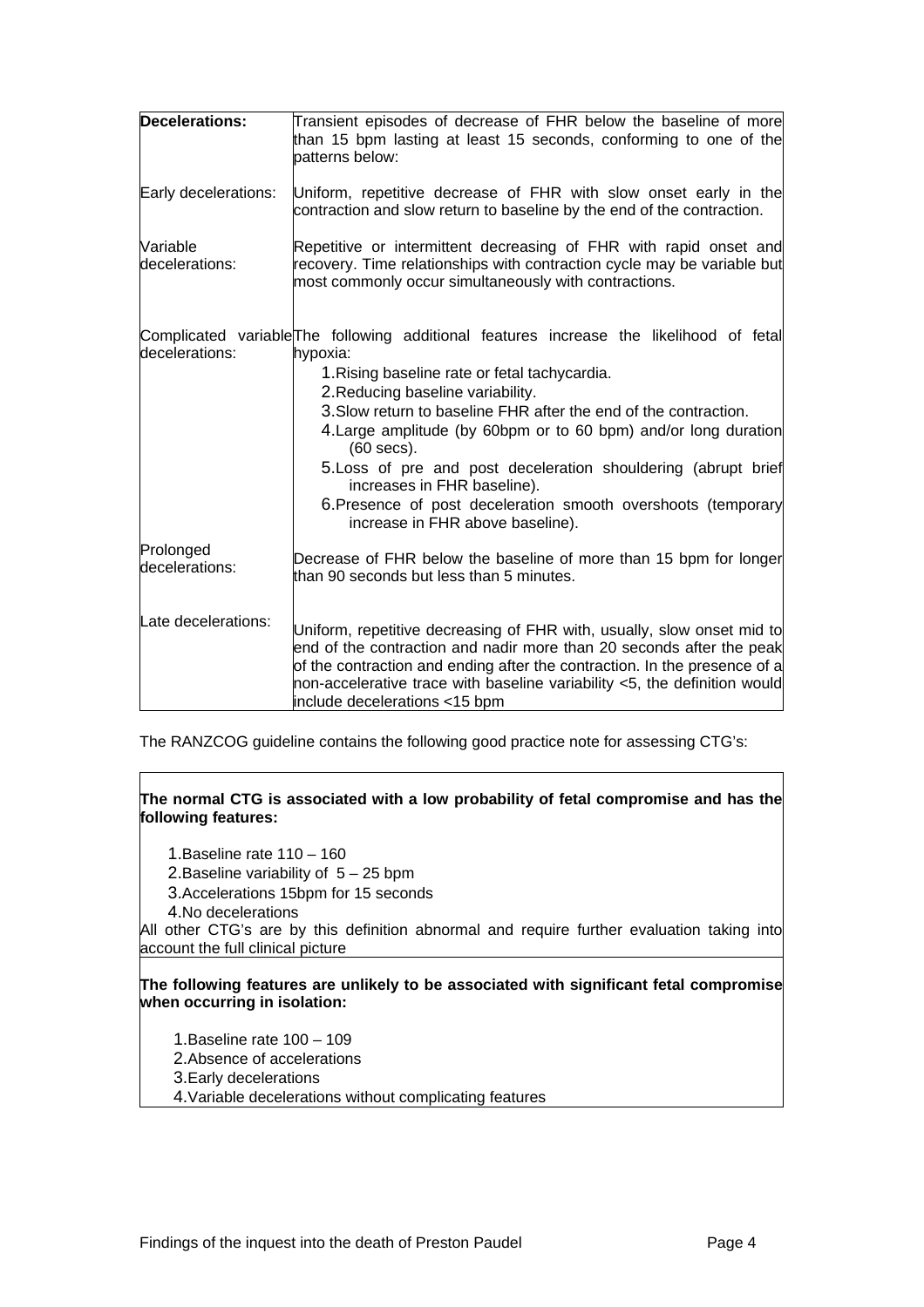| Decelerations: | Transient episodes of decrease of FHR below the baseline of more than 15 bpm lasting at least 15 seconds, conforming to one of the patterns below: |
|---|---|
| Early decelerations: | Uniform, repetitive decrease of FHR with slow onset early in the contraction and slow return to baseline by the end of the contraction. |
| Variable decelerations: | Repetitive or intermittent decreasing of FHR with rapid onset and recovery. Time relationships with contraction cycle may be variable but most commonly occur simultaneously with contractions. |
| Complicated variable decelerations: | The following additional features increase the likelihood of fetal hypoxia:<br>1. Rising baseline rate or fetal tachycardia.<br>2. Reducing baseline variability.<br>3. Slow return to baseline FHR after the end of the contraction.<br>4. Large amplitude (by 60bpm or to 60 bpm) and/or long duration (60 secs).<br>5. Loss of pre and post deceleration shouldering (abrupt brief increases in FHR baseline).<br>6. Presence of post deceleration smooth overshoots (temporary increase in FHR above baseline). |
| Prolonged decelerations: | Decrease of FHR below the baseline of more than 15 bpm for longer than 90 seconds but less than 5 minutes. |
| Late decelerations: | Uniform, repetitive decreasing of FHR with, usually, slow onset mid to end of the contraction and nadir more than 20 seconds after the peak of the contraction and ending after the contraction. In the presence of a non-accelerative trace with baseline variability <5, the definition would include decelerations <15 bpm |

The RANZCOG guideline contains the following good practice note for assessing CTG's:

**The normal CTG is associated with a low probability of fetal compromise and has the following features:**

1. Baseline rate 110 – 160
2. Baseline variability of 5 – 25 bpm
3. Accelerations 15bpm for 15 seconds
4. No decelerations

All other CTG's are by this definition abnormal and require further evaluation taking into account the full clinical picture

**The following features are unlikely to be associated with significant fetal compromise when occurring in isolation:**

1. Baseline rate 100 – 109
2. Absence of accelerations
3. Early decelerations
4. Variable decelerations without complicating features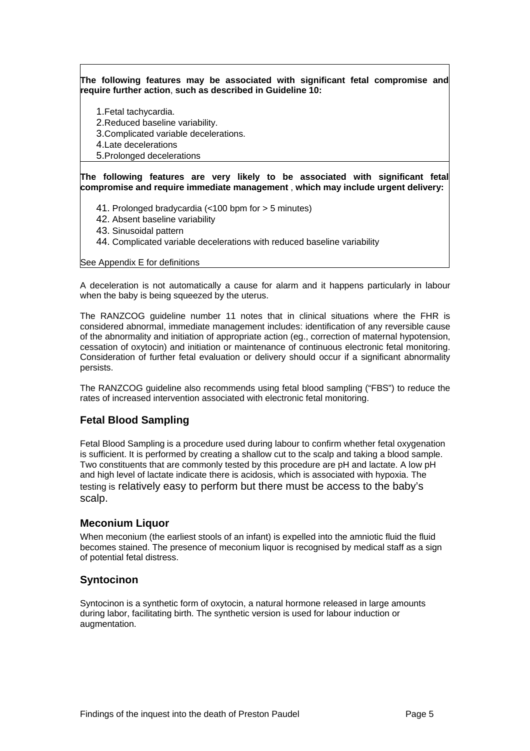**The following features may be associated with significant fetal compromise and require further action, such as described in Guideline 10:**

1. Fetal tachycardia.
2. Reduced baseline variability.
3. Complicated variable decelerations.
4. Late decelerations
5. Prolonged decelerations

**The following features are very likely to be associated with significant fetal compromise and require immediate management, which may include urgent delivery:**

41. Prolonged bradycardia (<100 bpm for > 5 minutes)
42. Absent baseline variability
43. Sinusoidal pattern
44. Complicated variable decelerations with reduced baseline variability

See Appendix E for definitions

A deceleration is not automatically a cause for alarm and it happens particularly in labour when the baby is being squeezed by the uterus.

The RANZCOG guideline number 11 notes that in clinical situations where the FHR is considered abnormal, immediate management includes: identification of any reversible cause of the abnormality and initiation of appropriate action (eg., correction of maternal hypotension, cessation of oxytocin) and initiation or maintenance of continuous electronic fetal monitoring. Consideration of further fetal evaluation or delivery should occur if a significant abnormality persists.

The RANZCOG guideline also recommends using fetal blood sampling ("FBS") to reduce the rates of increased intervention associated with electronic fetal monitoring.

## Fetal Blood Sampling

Fetal Blood Sampling is a procedure used during labour to confirm whether fetal oxygenation is sufficient. It is performed by creating a shallow cut to the scalp and taking a blood sample. Two constituents that are commonly tested by this procedure are pH and lactate. A low pH and high level of lactate indicate there is acidosis, which is associated with hypoxia. The testing is relatively easy to perform but there must be access to the baby's scalp.

## Meconium Liquor

When meconium (the earliest stools of an infant) is expelled into the amniotic fluid the fluid becomes stained. The presence of meconium liquor is recognised by medical staff as a sign of potential fetal distress.

## Syntocinon

Syntocinon is a synthetic form of oxytocin, a natural hormone released in large amounts during labor, facilitating birth. The synthetic version is used for labour induction or augmentation.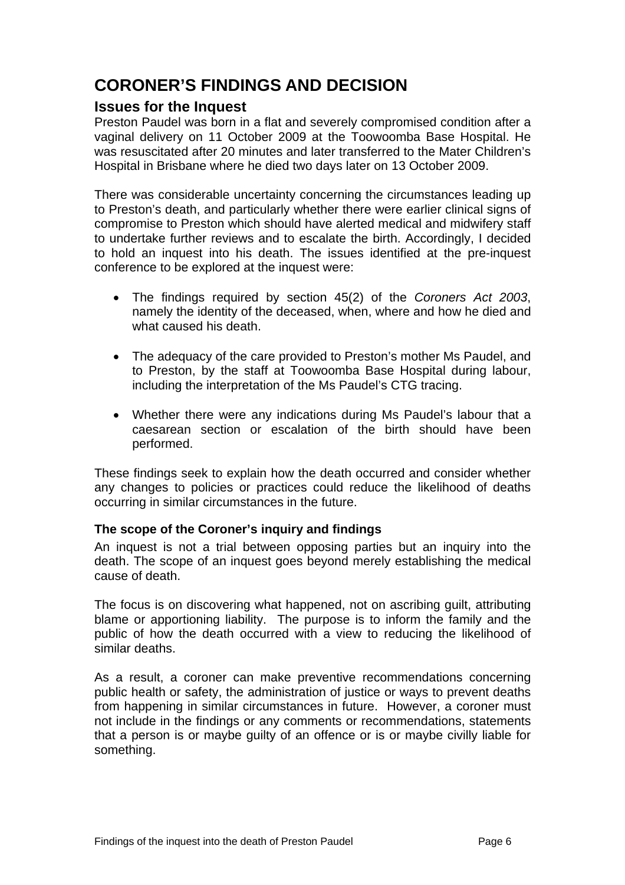# CORONER'S FINDINGS AND DECISION

## Issues for the Inquest

Preston Paudel was born in a flat and severely compromised condition after a vaginal delivery on 11 October 2009 at the Toowoomba Base Hospital. He was resuscitated after 20 minutes and later transferred to the Mater Children's Hospital in Brisbane where he died two days later on 13 October 2009.

There was considerable uncertainty concerning the circumstances leading up to Preston's death, and particularly whether there were earlier clinical signs of compromise to Preston which should have alerted medical and midwifery staff to undertake further reviews and to escalate the birth. Accordingly, I decided to hold an inquest into his death. The issues identified at the pre-inquest conference to be explored at the inquest were:

- The findings required by section 45(2) of the *Coroners Act 2003*, namely the identity of the deceased, when, where and how he died and what caused his death.
- The adequacy of the care provided to Preston's mother Ms Paudel, and to Preston, by the staff at Toowoomba Base Hospital during labour, including the interpretation of the Ms Paudel's CTG tracing.
- Whether there were any indications during Ms Paudel's labour that a caesarean section or escalation of the birth should have been performed.

These findings seek to explain how the death occurred and consider whether any changes to policies or practices could reduce the likelihood of deaths occurring in similar circumstances in the future.

### The scope of the Coroner's inquiry and findings

An inquest is not a trial between opposing parties but an inquiry into the death. The scope of an inquest goes beyond merely establishing the medical cause of death.

The focus is on discovering what happened, not on ascribing guilt, attributing blame or apportioning liability. The purpose is to inform the family and the public of how the death occurred with a view to reducing the likelihood of similar deaths.

As a result, a coroner can make preventive recommendations concerning public health or safety, the administration of justice or ways to prevent deaths from happening in similar circumstances in future. However, a coroner must not include in the findings or any comments or recommendations, statements that a person is or maybe guilty of an offence or is or maybe civilly liable for something.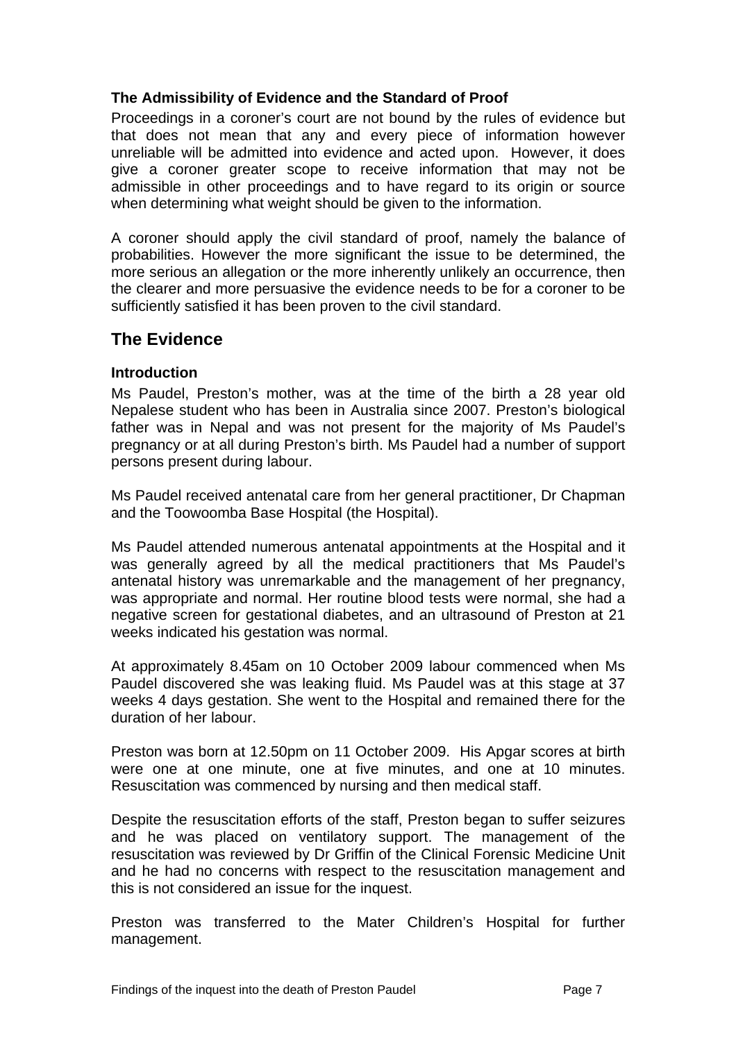### The Admissibility of Evidence and the Standard of Proof

Proceedings in a coroner's court are not bound by the rules of evidence but that does not mean that any and every piece of information however unreliable will be admitted into evidence and acted upon. However, it does give a coroner greater scope to receive information that may not be admissible in other proceedings and to have regard to its origin or source when determining what weight should be given to the information.

A coroner should apply the civil standard of proof, namely the balance of probabilities. However the more significant the issue to be determined, the more serious an allegation or the more inherently unlikely an occurrence, then the clearer and more persuasive the evidence needs to be for a coroner to be sufficiently satisfied it has been proven to the civil standard.

## The Evidence

### Introduction

Ms Paudel, Preston's mother, was at the time of the birth a 28 year old Nepalese student who has been in Australia since 2007. Preston's biological father was in Nepal and was not present for the majority of Ms Paudel's pregnancy or at all during Preston's birth. Ms Paudel had a number of support persons present during labour.

Ms Paudel received antenatal care from her general practitioner, Dr Chapman and the Toowoomba Base Hospital (the Hospital).

Ms Paudel attended numerous antenatal appointments at the Hospital and it was generally agreed by all the medical practitioners that Ms Paudel's antenatal history was unremarkable and the management of her pregnancy, was appropriate and normal. Her routine blood tests were normal, she had a negative screen for gestational diabetes, and an ultrasound of Preston at 21 weeks indicated his gestation was normal.

At approximately 8.45am on 10 October 2009 labour commenced when Ms Paudel discovered she was leaking fluid. Ms Paudel was at this stage at 37 weeks 4 days gestation. She went to the Hospital and remained there for the duration of her labour.

Preston was born at 12.50pm on 11 October 2009. His Apgar scores at birth were one at one minute, one at five minutes, and one at 10 minutes. Resuscitation was commenced by nursing and then medical staff.

Despite the resuscitation efforts of the staff, Preston began to suffer seizures and he was placed on ventilatory support. The management of the resuscitation was reviewed by Dr Griffin of the Clinical Forensic Medicine Unit and he had no concerns with respect to the resuscitation management and this is not considered an issue for the inquest.

Preston was transferred to the Mater Children's Hospital for further management.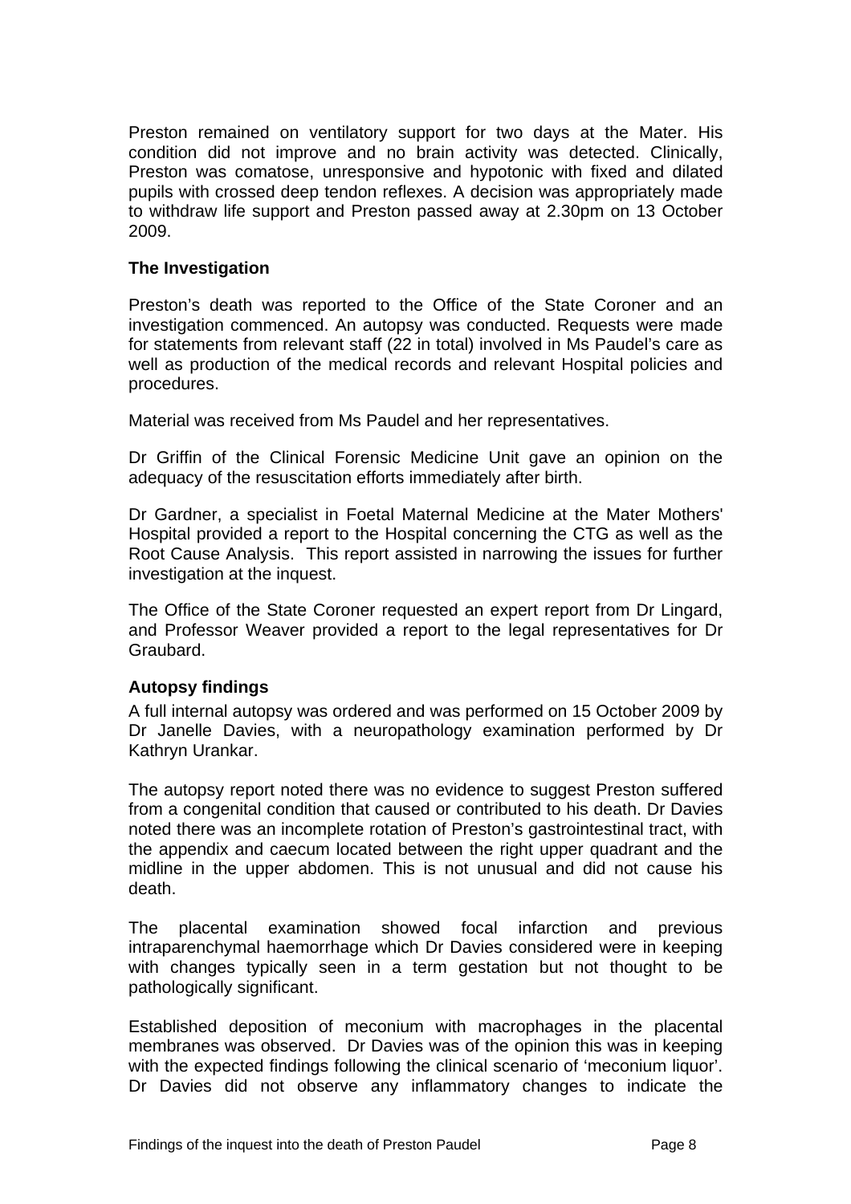Preston remained on ventilatory support for two days at the Mater. His condition did not improve and no brain activity was detected. Clinically, Preston was comatose, unresponsive and hypotonic with fixed and dilated pupils with crossed deep tendon reflexes. A decision was appropriately made to withdraw life support and Preston passed away at 2.30pm on 13 October 2009.

### The Investigation

Preston's death was reported to the Office of the State Coroner and an investigation commenced. An autopsy was conducted. Requests were made for statements from relevant staff (22 in total) involved in Ms Paudel's care as well as production of the medical records and relevant Hospital policies and procedures.

Material was received from Ms Paudel and her representatives.

Dr Griffin of the Clinical Forensic Medicine Unit gave an opinion on the adequacy of the resuscitation efforts immediately after birth.

Dr Gardner, a specialist in Foetal Maternal Medicine at the Mater Mothers' Hospital provided a report to the Hospital concerning the CTG as well as the Root Cause Analysis. This report assisted in narrowing the issues for further investigation at the inquest.

The Office of the State Coroner requested an expert report from Dr Lingard, and Professor Weaver provided a report to the legal representatives for Dr Graubard.

### Autopsy findings

A full internal autopsy was ordered and was performed on 15 October 2009 by Dr Janelle Davies, with a neuropathology examination performed by Dr Kathryn Urankar.

The autopsy report noted there was no evidence to suggest Preston suffered from a congenital condition that caused or contributed to his death. Dr Davies noted there was an incomplete rotation of Preston's gastrointestinal tract, with the appendix and caecum located between the right upper quadrant and the midline in the upper abdomen. This is not unusual and did not cause his death.

The placental examination showed focal infarction and previous intraparenchymal haemorrhage which Dr Davies considered were in keeping with changes typically seen in a term gestation but not thought to be pathologically significant.

Established deposition of meconium with macrophages in the placental membranes was observed. Dr Davies was of the opinion this was in keeping with the expected findings following the clinical scenario of 'meconium liquor'. Dr Davies did not observe any inflammatory changes to indicate the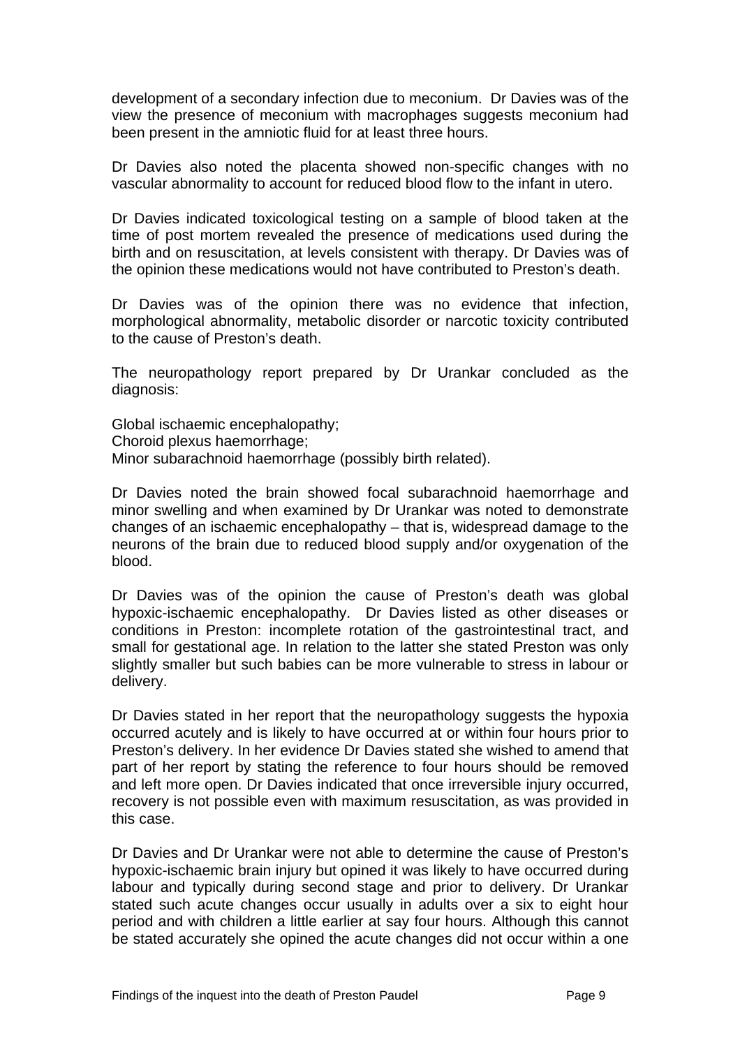development of a secondary infection due to meconium. Dr Davies was of the view the presence of meconium with macrophages suggests meconium had been present in the amniotic fluid for at least three hours.

Dr Davies also noted the placenta showed non-specific changes with no vascular abnormality to account for reduced blood flow to the infant in utero.

Dr Davies indicated toxicological testing on a sample of blood taken at the time of post mortem revealed the presence of medications used during the birth and on resuscitation, at levels consistent with therapy. Dr Davies was of the opinion these medications would not have contributed to Preston's death.

Dr Davies was of the opinion there was no evidence that infection, morphological abnormality, metabolic disorder or narcotic toxicity contributed to the cause of Preston's death.

The neuropathology report prepared by Dr Urankar concluded as the diagnosis:

Global ischaemic encephalopathy;
Choroid plexus haemorrhage;
Minor subarachnoid haemorrhage (possibly birth related).

Dr Davies noted the brain showed focal subarachnoid haemorrhage and minor swelling and when examined by Dr Urankar was noted to demonstrate changes of an ischaemic encephalopathy – that is, widespread damage to the neurons of the brain due to reduced blood supply and/or oxygenation of the blood.

Dr Davies was of the opinion the cause of Preston's death was global hypoxic-ischaemic encephalopathy. Dr Davies listed as other diseases or conditions in Preston: incomplete rotation of the gastrointestinal tract, and small for gestational age. In relation to the latter she stated Preston was only slightly smaller but such babies can be more vulnerable to stress in labour or delivery.

Dr Davies stated in her report that the neuropathology suggests the hypoxia occurred acutely and is likely to have occurred at or within four hours prior to Preston's delivery. In her evidence Dr Davies stated she wished to amend that part of her report by stating the reference to four hours should be removed and left more open. Dr Davies indicated that once irreversible injury occurred, recovery is not possible even with maximum resuscitation, as was provided in this case.

Dr Davies and Dr Urankar were not able to determine the cause of Preston's hypoxic-ischaemic brain injury but opined it was likely to have occurred during labour and typically during second stage and prior to delivery. Dr Urankar stated such acute changes occur usually in adults over a six to eight hour period and with children a little earlier at say four hours. Although this cannot be stated accurately she opined the acute changes did not occur within a one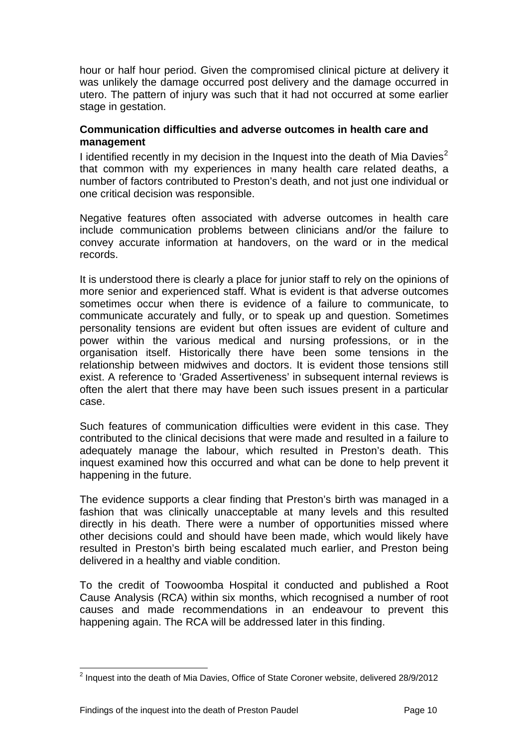hour or half hour period. Given the compromised clinical picture at delivery it was unlikely the damage occurred post delivery and the damage occurred in utero. The pattern of injury was such that it had not occurred at some earlier stage in gestation.

**Communication difficulties and adverse outcomes in health care and management**

I identified recently in my decision in the Inquest into the death of Mia Davies[2] that common with my experiences in many health care related deaths, a number of factors contributed to Preston's death, and not just one individual or one critical decision was responsible.

Negative features often associated with adverse outcomes in health care include communication problems between clinicians and/or the failure to convey accurate information at handovers, on the ward or in the medical records.

It is understood there is clearly a place for junior staff to rely on the opinions of more senior and experienced staff. What is evident is that adverse outcomes sometimes occur when there is evidence of a failure to communicate, to communicate accurately and fully, or to speak up and question. Sometimes personality tensions are evident but often issues are evident of culture and power within the various medical and nursing professions, or in the organisation itself. Historically there have been some tensions in the relationship between midwives and doctors. It is evident those tensions still exist. A reference to 'Graded Assertiveness' in subsequent internal reviews is often the alert that there may have been such issues present in a particular case.

Such features of communication difficulties were evident in this case. They contributed to the clinical decisions that were made and resulted in a failure to adequately manage the labour, which resulted in Preston's death. This inquest examined how this occurred and what can be done to help prevent it happening in the future.

The evidence supports a clear finding that Preston's birth was managed in a fashion that was clinically unacceptable at many levels and this resulted directly in his death. There were a number of opportunities missed where other decisions could and should have been made, which would likely have resulted in Preston's birth being escalated much earlier, and Preston being delivered in a healthy and viable condition.

To the credit of Toowoomba Hospital it conducted and published a Root Cause Analysis (RCA) within six months, which recognised a number of root causes and made recommendations in an endeavour to prevent this happening again. The RCA will be addressed later in this finding.

---

[2] Inquest into the death of Mia Davies, Office of State Coroner website, delivered 28/9/2012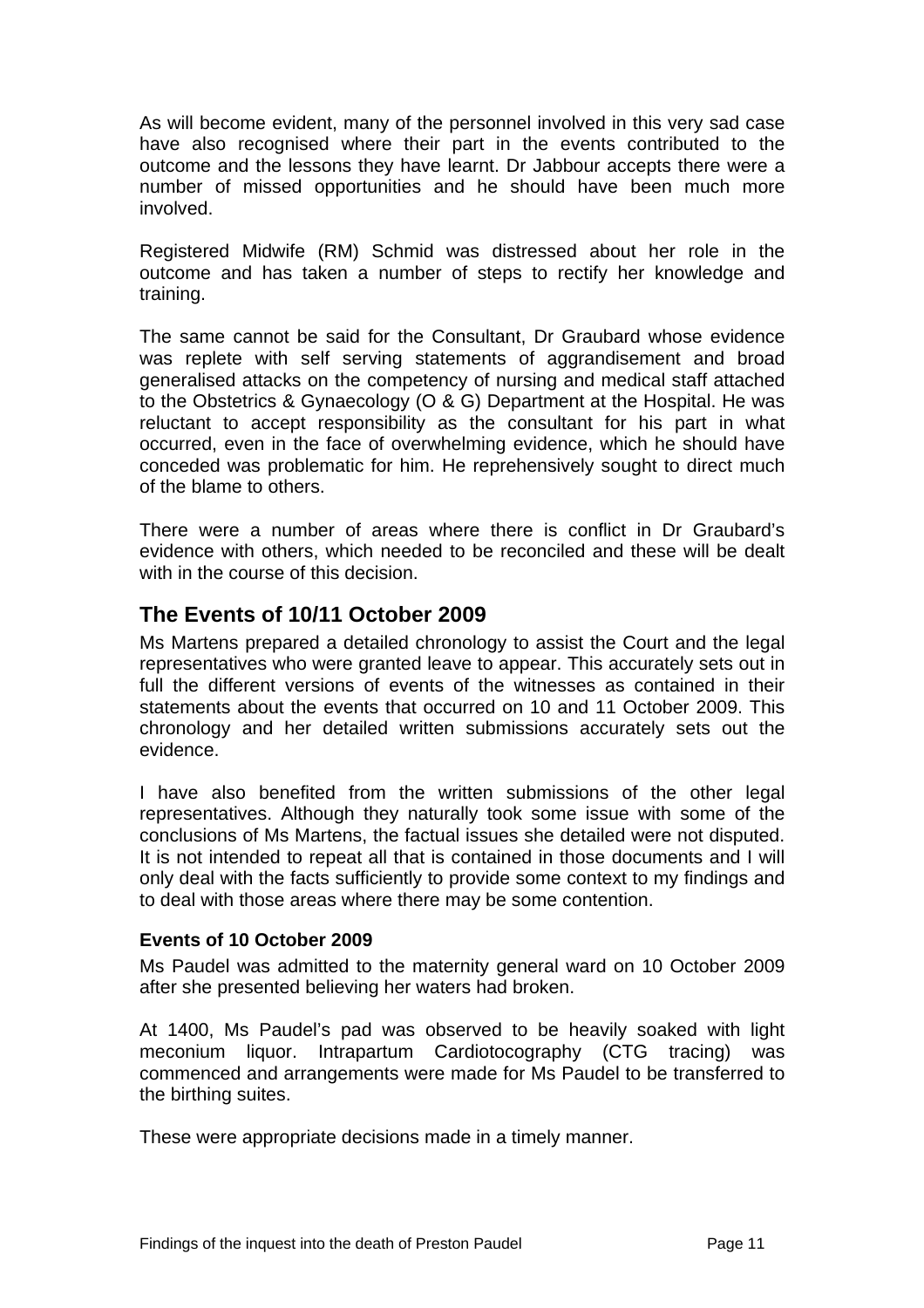As will become evident, many of the personnel involved in this very sad case have also recognised where their part in the events contributed to the outcome and the lessons they have learnt. Dr Jabbour accepts there were a number of missed opportunities and he should have been much more involved.

Registered Midwife (RM) Schmid was distressed about her role in the outcome and has taken a number of steps to rectify her knowledge and training.

The same cannot be said for the Consultant, Dr Graubard whose evidence was replete with self serving statements of aggrandisement and broad generalised attacks on the competency of nursing and medical staff attached to the Obstetrics & Gynaecology (O & G) Department at the Hospital. He was reluctant to accept responsibility as the consultant for his part in what occurred, even in the face of overwhelming evidence, which he should have conceded was problematic for him. He reprehensively sought to direct much of the blame to others.

There were a number of areas where there is conflict in Dr Graubard's evidence with others, which needed to be reconciled and these will be dealt with in the course of this decision.

## The Events of 10/11 October 2009

Ms Martens prepared a detailed chronology to assist the Court and the legal representatives who were granted leave to appear. This accurately sets out in full the different versions of events of the witnesses as contained in their statements about the events that occurred on 10 and 11 October 2009. This chronology and her detailed written submissions accurately sets out the evidence.

I have also benefited from the written submissions of the other legal representatives. Although they naturally took some issue with some of the conclusions of Ms Martens, the factual issues she detailed were not disputed. It is not intended to repeat all that is contained in those documents and I will only deal with the facts sufficiently to provide some context to my findings and to deal with those areas where there may be some contention.

### Events of 10 October 2009

Ms Paudel was admitted to the maternity general ward on 10 October 2009 after she presented believing her waters had broken.

At 1400, Ms Paudel's pad was observed to be heavily soaked with light meconium liquor. Intrapartum Cardiotocography (CTG tracing) was commenced and arrangements were made for Ms Paudel to be transferred to the birthing suites.

These were appropriate decisions made in a timely manner.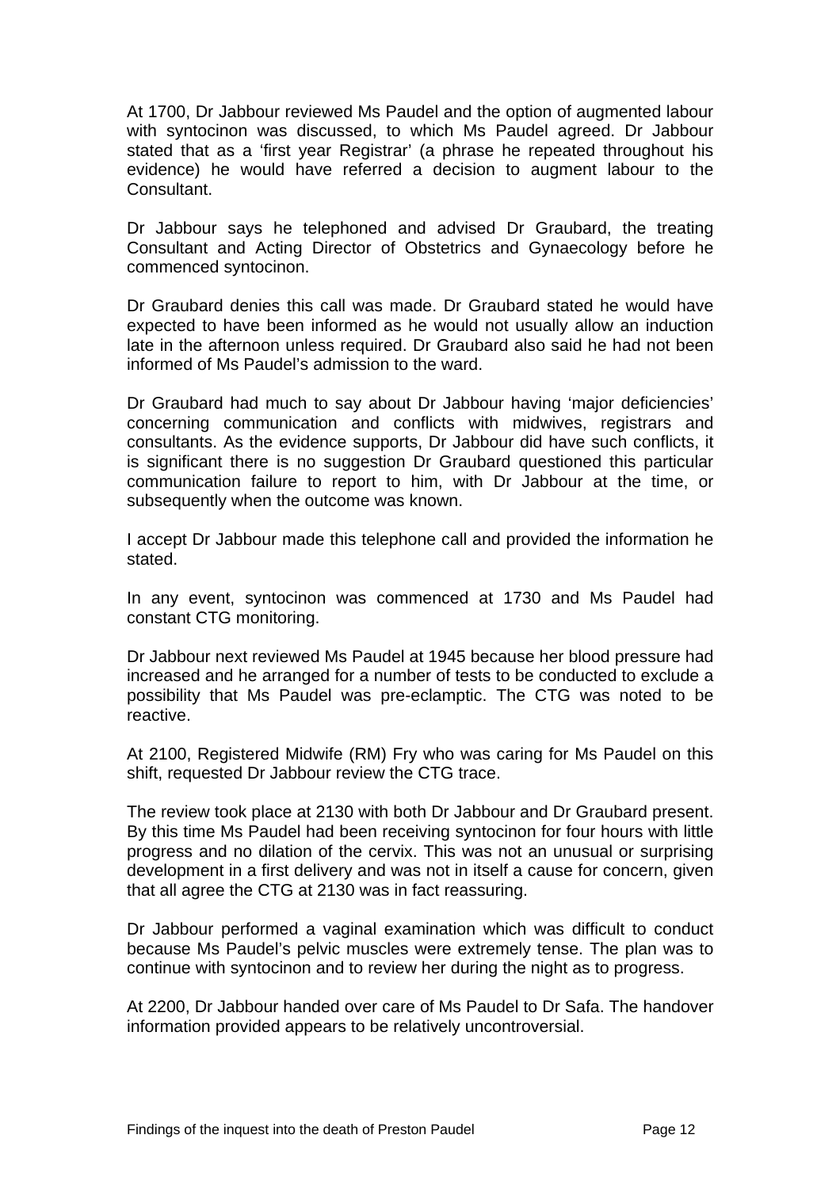At 1700, Dr Jabbour reviewed Ms Paudel and the option of augmented labour with syntocinon was discussed, to which Ms Paudel agreed. Dr Jabbour stated that as a 'first year Registrar' (a phrase he repeated throughout his evidence) he would have referred a decision to augment labour to the Consultant.

Dr Jabbour says he telephoned and advised Dr Graubard, the treating Consultant and Acting Director of Obstetrics and Gynaecology before he commenced syntocinon.

Dr Graubard denies this call was made. Dr Graubard stated he would have expected to have been informed as he would not usually allow an induction late in the afternoon unless required. Dr Graubard also said he had not been informed of Ms Paudel's admission to the ward.

Dr Graubard had much to say about Dr Jabbour having 'major deficiencies' concerning communication and conflicts with midwives, registrars and consultants. As the evidence supports, Dr Jabbour did have such conflicts, it is significant there is no suggestion Dr Graubard questioned this particular communication failure to report to him, with Dr Jabbour at the time, or subsequently when the outcome was known.

I accept Dr Jabbour made this telephone call and provided the information he stated.

In any event, syntocinon was commenced at 1730 and Ms Paudel had constant CTG monitoring.

Dr Jabbour next reviewed Ms Paudel at 1945 because her blood pressure had increased and he arranged for a number of tests to be conducted to exclude a possibility that Ms Paudel was pre-eclamptic. The CTG was noted to be reactive.

At 2100, Registered Midwife (RM) Fry who was caring for Ms Paudel on this shift, requested Dr Jabbour review the CTG trace.

The review took place at 2130 with both Dr Jabbour and Dr Graubard present. By this time Ms Paudel had been receiving syntocinon for four hours with little progress and no dilation of the cervix. This was not an unusual or surprising development in a first delivery and was not in itself a cause for concern, given that all agree the CTG at 2130 was in fact reassuring.

Dr Jabbour performed a vaginal examination which was difficult to conduct because Ms Paudel's pelvic muscles were extremely tense. The plan was to continue with syntocinon and to review her during the night as to progress.

At 2200, Dr Jabbour handed over care of Ms Paudel to Dr Safa. The handover information provided appears to be relatively uncontroversial.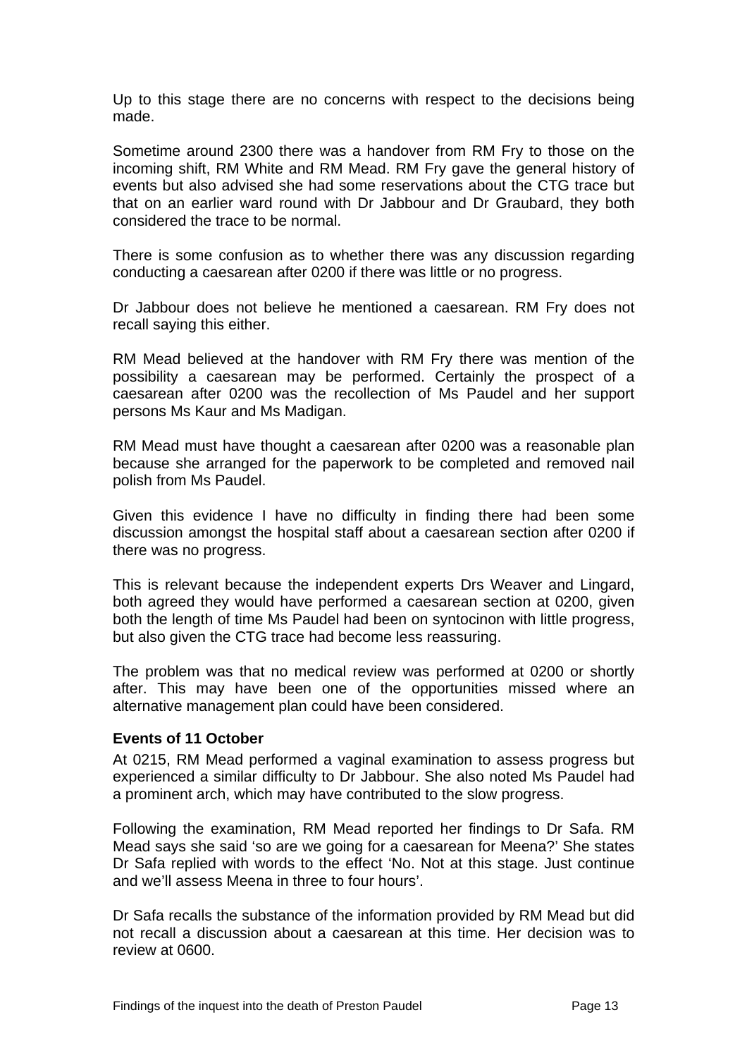Up to this stage there are no concerns with respect to the decisions being made.

Sometime around 2300 there was a handover from RM Fry to those on the incoming shift, RM White and RM Mead. RM Fry gave the general history of events but also advised she had some reservations about the CTG trace but that on an earlier ward round with Dr Jabbour and Dr Graubard, they both considered the trace to be normal.

There is some confusion as to whether there was any discussion regarding conducting a caesarean after 0200 if there was little or no progress.

Dr Jabbour does not believe he mentioned a caesarean. RM Fry does not recall saying this either.

RM Mead believed at the handover with RM Fry there was mention of the possibility a caesarean may be performed. Certainly the prospect of a caesarean after 0200 was the recollection of Ms Paudel and her support persons Ms Kaur and Ms Madigan.

RM Mead must have thought a caesarean after 0200 was a reasonable plan because she arranged for the paperwork to be completed and removed nail polish from Ms Paudel.

Given this evidence I have no difficulty in finding there had been some discussion amongst the hospital staff about a caesarean section after 0200 if there was no progress.

This is relevant because the independent experts Drs Weaver and Lingard, both agreed they would have performed a caesarean section at 0200, given both the length of time Ms Paudel had been on syntocinon with little progress, but also given the CTG trace had become less reassuring.

The problem was that no medical review was performed at 0200 or shortly after. This may have been one of the opportunities missed where an alternative management plan could have been considered.

**Events of 11 October**

At 0215, RM Mead performed a vaginal examination to assess progress but experienced a similar difficulty to Dr Jabbour. She also noted Ms Paudel had a prominent arch, which may have contributed to the slow progress.

Following the examination, RM Mead reported her findings to Dr Safa. RM Mead says she said 'so are we going for a caesarean for Meena?' She states Dr Safa replied with words to the effect 'No. Not at this stage. Just continue and we'll assess Meena in three to four hours'.

Dr Safa recalls the substance of the information provided by RM Mead but did not recall a discussion about a caesarean at this time. Her decision was to review at 0600.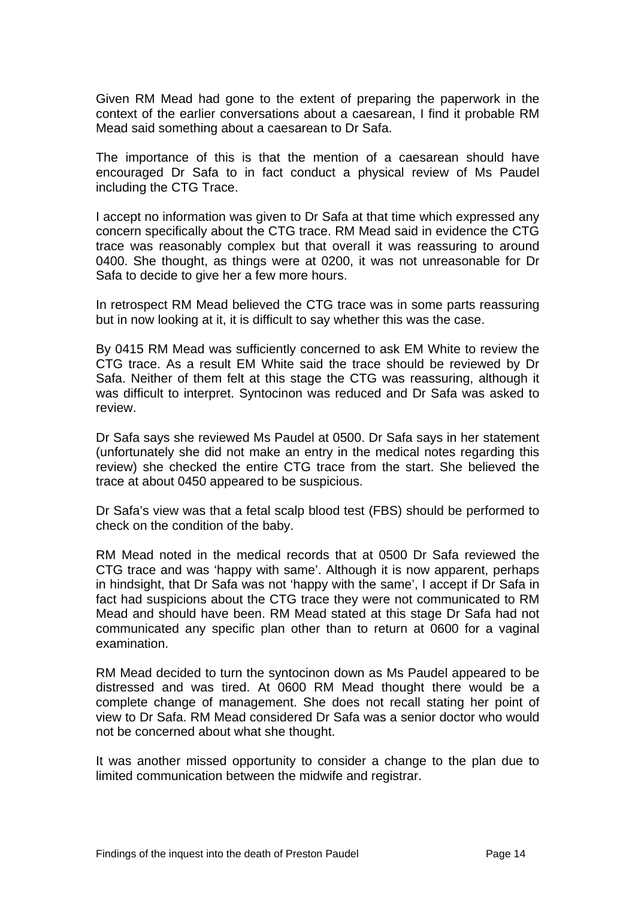Given RM Mead had gone to the extent of preparing the paperwork in the context of the earlier conversations about a caesarean, I find it probable RM Mead said something about a caesarean to Dr Safa.

The importance of this is that the mention of a caesarean should have encouraged Dr Safa to in fact conduct a physical review of Ms Paudel including the CTG Trace.

I accept no information was given to Dr Safa at that time which expressed any concern specifically about the CTG trace. RM Mead said in evidence the CTG trace was reasonably complex but that overall it was reassuring to around 0400. She thought, as things were at 0200, it was not unreasonable for Dr Safa to decide to give her a few more hours.

In retrospect RM Mead believed the CTG trace was in some parts reassuring but in now looking at it, it is difficult to say whether this was the case.

By 0415 RM Mead was sufficiently concerned to ask EM White to review the CTG trace. As a result EM White said the trace should be reviewed by Dr Safa. Neither of them felt at this stage the CTG was reassuring, although it was difficult to interpret. Syntocinon was reduced and Dr Safa was asked to review.

Dr Safa says she reviewed Ms Paudel at 0500. Dr Safa says in her statement (unfortunately she did not make an entry in the medical notes regarding this review) she checked the entire CTG trace from the start. She believed the trace at about 0450 appeared to be suspicious.

Dr Safa's view was that a fetal scalp blood test (FBS) should be performed to check on the condition of the baby.

RM Mead noted in the medical records that at 0500 Dr Safa reviewed the CTG trace and was 'happy with same'. Although it is now apparent, perhaps in hindsight, that Dr Safa was not 'happy with the same', I accept if Dr Safa in fact had suspicions about the CTG trace they were not communicated to RM Mead and should have been. RM Mead stated at this stage Dr Safa had not communicated any specific plan other than to return at 0600 for a vaginal examination.

RM Mead decided to turn the syntocinon down as Ms Paudel appeared to be distressed and was tired. At 0600 RM Mead thought there would be a complete change of management. She does not recall stating her point of view to Dr Safa. RM Mead considered Dr Safa was a senior doctor who would not be concerned about what she thought.

It was another missed opportunity to consider a change to the plan due to limited communication between the midwife and registrar.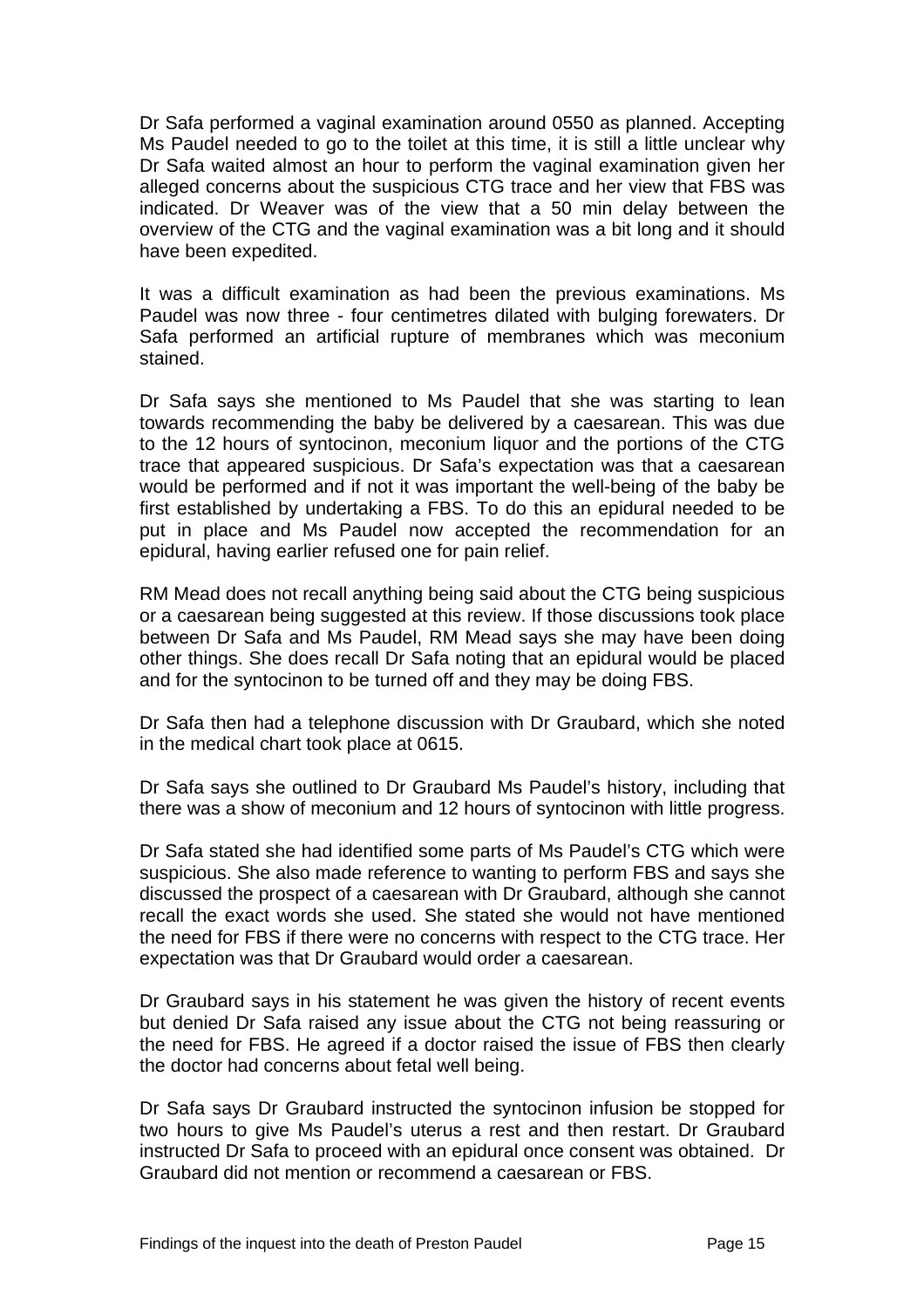Dr Safa performed a vaginal examination around 0550 as planned. Accepting Ms Paudel needed to go to the toilet at this time, it is still a little unclear why Dr Safa waited almost an hour to perform the vaginal examination given her alleged concerns about the suspicious CTG trace and her view that FBS was indicated. Dr Weaver was of the view that a 50 min delay between the overview of the CTG and the vaginal examination was a bit long and it should have been expedited.

It was a difficult examination as had been the previous examinations. Ms Paudel was now three - four centimetres dilated with bulging forewaters. Dr Safa performed an artificial rupture of membranes which was meconium stained.

Dr Safa says she mentioned to Ms Paudel that she was starting to lean towards recommending the baby be delivered by a caesarean. This was due to the 12 hours of syntocinon, meconium liquor and the portions of the CTG trace that appeared suspicious. Dr Safa's expectation was that a caesarean would be performed and if not it was important the well-being of the baby be first established by undertaking a FBS. To do this an epidural needed to be put in place and Ms Paudel now accepted the recommendation for an epidural, having earlier refused one for pain relief.

RM Mead does not recall anything being said about the CTG being suspicious or a caesarean being suggested at this review. If those discussions took place between Dr Safa and Ms Paudel, RM Mead says she may have been doing other things. She does recall Dr Safa noting that an epidural would be placed and for the syntocinon to be turned off and they may be doing FBS.

Dr Safa then had a telephone discussion with Dr Graubard, which she noted in the medical chart took place at 0615.

Dr Safa says she outlined to Dr Graubard Ms Paudel's history, including that there was a show of meconium and 12 hours of syntocinon with little progress.

Dr Safa stated she had identified some parts of Ms Paudel's CTG which were suspicious. She also made reference to wanting to perform FBS and says she discussed the prospect of a caesarean with Dr Graubard, although she cannot recall the exact words she used. She stated she would not have mentioned the need for FBS if there were no concerns with respect to the CTG trace. Her expectation was that Dr Graubard would order a caesarean.

Dr Graubard says in his statement he was given the history of recent events but denied Dr Safa raised any issue about the CTG not being reassuring or the need for FBS. He agreed if a doctor raised the issue of FBS then clearly the doctor had concerns about fetal well being.

Dr Safa says Dr Graubard instructed the syntocinon infusion be stopped for two hours to give Ms Paudel's uterus a rest and then restart. Dr Graubard instructed Dr Safa to proceed with an epidural once consent was obtained. Dr Graubard did not mention or recommend a caesarean or FBS.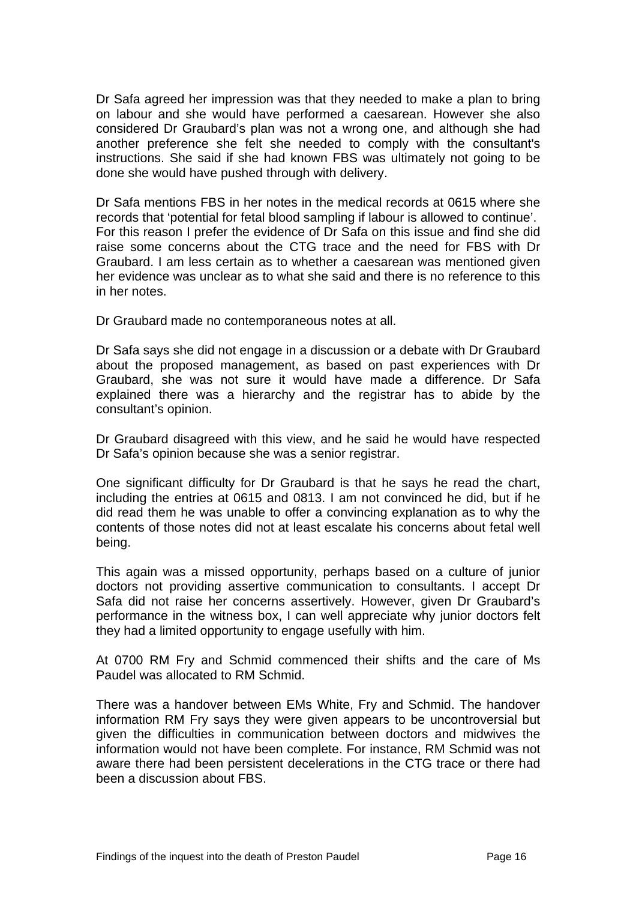Dr Safa agreed her impression was that they needed to make a plan to bring on labour and she would have performed a caesarean. However she also considered Dr Graubard's plan was not a wrong one, and although she had another preference she felt she needed to comply with the consultant's instructions. She said if she had known FBS was ultimately not going to be done she would have pushed through with delivery.

Dr Safa mentions FBS in her notes in the medical records at 0615 where she records that 'potential for fetal blood sampling if labour is allowed to continue'. For this reason I prefer the evidence of Dr Safa on this issue and find she did raise some concerns about the CTG trace and the need for FBS with Dr Graubard. I am less certain as to whether a caesarean was mentioned given her evidence was unclear as to what she said and there is no reference to this in her notes.

Dr Graubard made no contemporaneous notes at all.

Dr Safa says she did not engage in a discussion or a debate with Dr Graubard about the proposed management, as based on past experiences with Dr Graubard, she was not sure it would have made a difference. Dr Safa explained there was a hierarchy and the registrar has to abide by the consultant's opinion.

Dr Graubard disagreed with this view, and he said he would have respected Dr Safa's opinion because she was a senior registrar.

One significant difficulty for Dr Graubard is that he says he read the chart, including the entries at 0615 and 0813. I am not convinced he did, but if he did read them he was unable to offer a convincing explanation as to why the contents of those notes did not at least escalate his concerns about fetal well being.

This again was a missed opportunity, perhaps based on a culture of junior doctors not providing assertive communication to consultants. I accept Dr Safa did not raise her concerns assertively. However, given Dr Graubard's performance in the witness box, I can well appreciate why junior doctors felt they had a limited opportunity to engage usefully with him.

At 0700 RM Fry and Schmid commenced their shifts and the care of Ms Paudel was allocated to RM Schmid.

There was a handover between EMs White, Fry and Schmid. The handover information RM Fry says they were given appears to be uncontroversial but given the difficulties in communication between doctors and midwives the information would not have been complete. For instance, RM Schmid was not aware there had been persistent decelerations in the CTG trace or there had been a discussion about FBS.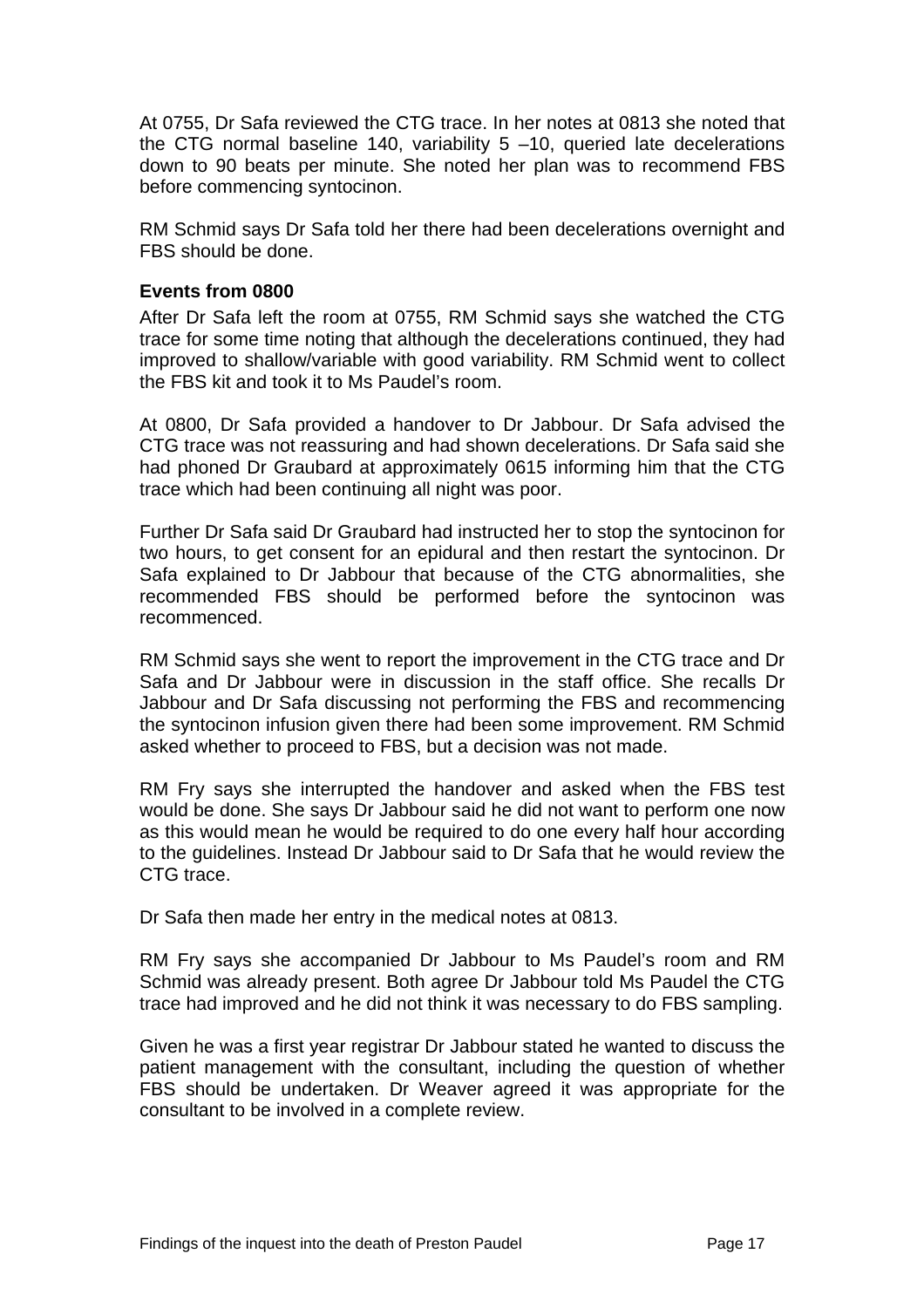At 0755, Dr Safa reviewed the CTG trace. In her notes at 0813 she noted that the CTG normal baseline 140, variability 5 –10, queried late decelerations down to 90 beats per minute. She noted her plan was to recommend FBS before commencing syntocinon.

RM Schmid says Dr Safa told her there had been decelerations overnight and FBS should be done.

**Events from 0800**

After Dr Safa left the room at 0755, RM Schmid says she watched the CTG trace for some time noting that although the decelerations continued, they had improved to shallow/variable with good variability. RM Schmid went to collect the FBS kit and took it to Ms Paudel's room.

At 0800, Dr Safa provided a handover to Dr Jabbour. Dr Safa advised the CTG trace was not reassuring and had shown decelerations. Dr Safa said she had phoned Dr Graubard at approximately 0615 informing him that the CTG trace which had been continuing all night was poor.

Further Dr Safa said Dr Graubard had instructed her to stop the syntocinon for two hours, to get consent for an epidural and then restart the syntocinon. Dr Safa explained to Dr Jabbour that because of the CTG abnormalities, she recommended FBS should be performed before the syntocinon was recommenced.

RM Schmid says she went to report the improvement in the CTG trace and Dr Safa and Dr Jabbour were in discussion in the staff office. She recalls Dr Jabbour and Dr Safa discussing not performing the FBS and recommencing the syntocinon infusion given there had been some improvement. RM Schmid asked whether to proceed to FBS, but a decision was not made.

RM Fry says she interrupted the handover and asked when the FBS test would be done. She says Dr Jabbour said he did not want to perform one now as this would mean he would be required to do one every half hour according to the guidelines. Instead Dr Jabbour said to Dr Safa that he would review the CTG trace.

Dr Safa then made her entry in the medical notes at 0813.

RM Fry says she accompanied Dr Jabbour to Ms Paudel's room and RM Schmid was already present. Both agree Dr Jabbour told Ms Paudel the CTG trace had improved and he did not think it was necessary to do FBS sampling.

Given he was a first year registrar Dr Jabbour stated he wanted to discuss the patient management with the consultant, including the question of whether FBS should be undertaken. Dr Weaver agreed it was appropriate for the consultant to be involved in a complete review.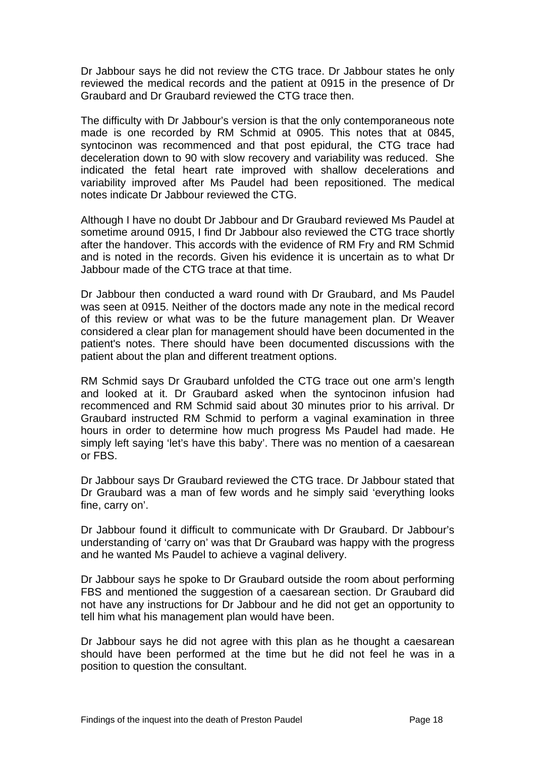Dr Jabbour says he did not review the CTG trace. Dr Jabbour states he only reviewed the medical records and the patient at 0915 in the presence of Dr Graubard and Dr Graubard reviewed the CTG trace then.

The difficulty with Dr Jabbour's version is that the only contemporaneous note made is one recorded by RM Schmid at 0905. This notes that at 0845, syntocinon was recommenced and that post epidural, the CTG trace had deceleration down to 90 with slow recovery and variability was reduced. She indicated the fetal heart rate improved with shallow decelerations and variability improved after Ms Paudel had been repositioned. The medical notes indicate Dr Jabbour reviewed the CTG.

Although I have no doubt Dr Jabbour and Dr Graubard reviewed Ms Paudel at sometime around 0915, I find Dr Jabbour also reviewed the CTG trace shortly after the handover. This accords with the evidence of RM Fry and RM Schmid and is noted in the records. Given his evidence it is uncertain as to what Dr Jabbour made of the CTG trace at that time.

Dr Jabbour then conducted a ward round with Dr Graubard, and Ms Paudel was seen at 0915. Neither of the doctors made any note in the medical record of this review or what was to be the future management plan. Dr Weaver considered a clear plan for management should have been documented in the patient's notes. There should have been documented discussions with the patient about the plan and different treatment options.

RM Schmid says Dr Graubard unfolded the CTG trace out one arm's length and looked at it. Dr Graubard asked when the syntocinon infusion had recommenced and RM Schmid said about 30 minutes prior to his arrival. Dr Graubard instructed RM Schmid to perform a vaginal examination in three hours in order to determine how much progress Ms Paudel had made. He simply left saying 'let's have this baby'. There was no mention of a caesarean or FBS.

Dr Jabbour says Dr Graubard reviewed the CTG trace. Dr Jabbour stated that Dr Graubard was a man of few words and he simply said 'everything looks fine, carry on'.

Dr Jabbour found it difficult to communicate with Dr Graubard. Dr Jabbour's understanding of 'carry on' was that Dr Graubard was happy with the progress and he wanted Ms Paudel to achieve a vaginal delivery.

Dr Jabbour says he spoke to Dr Graubard outside the room about performing FBS and mentioned the suggestion of a caesarean section. Dr Graubard did not have any instructions for Dr Jabbour and he did not get an opportunity to tell him what his management plan would have been.

Dr Jabbour says he did not agree with this plan as he thought a caesarean should have been performed at the time but he did not feel he was in a position to question the consultant.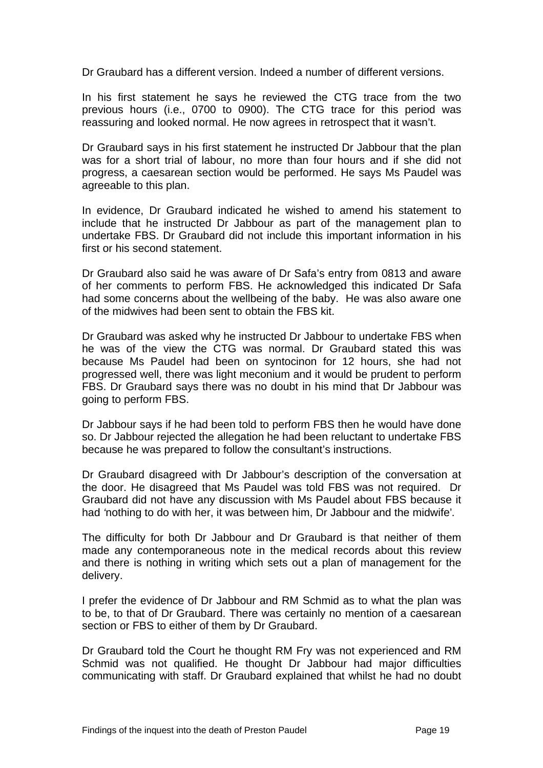Dr Graubard has a different version. Indeed a number of different versions.

In his first statement he says he reviewed the CTG trace from the two previous hours (i.e., 0700 to 0900). The CTG trace for this period was reassuring and looked normal. He now agrees in retrospect that it wasn't.

Dr Graubard says in his first statement he instructed Dr Jabbour that the plan was for a short trial of labour, no more than four hours and if she did not progress, a caesarean section would be performed. He says Ms Paudel was agreeable to this plan.

In evidence, Dr Graubard indicated he wished to amend his statement to include that he instructed Dr Jabbour as part of the management plan to undertake FBS. Dr Graubard did not include this important information in his first or his second statement.

Dr Graubard also said he was aware of Dr Safa's entry from 0813 and aware of her comments to perform FBS. He acknowledged this indicated Dr Safa had some concerns about the wellbeing of the baby. He was also aware one of the midwives had been sent to obtain the FBS kit.

Dr Graubard was asked why he instructed Dr Jabbour to undertake FBS when he was of the view the CTG was normal. Dr Graubard stated this was because Ms Paudel had been on syntocinon for 12 hours, she had not progressed well, there was light meconium and it would be prudent to perform FBS. Dr Graubard says there was no doubt in his mind that Dr Jabbour was going to perform FBS.

Dr Jabbour says if he had been told to perform FBS then he would have done so. Dr Jabbour rejected the allegation he had been reluctant to undertake FBS because he was prepared to follow the consultant's instructions.

Dr Graubard disagreed with Dr Jabbour's description of the conversation at the door. He disagreed that Ms Paudel was told FBS was not required. Dr Graubard did not have any discussion with Ms Paudel about FBS because it had *'nothing to do with her, it was between him, Dr Jabbour and the midwife'.*

The difficulty for both Dr Jabbour and Dr Graubard is that neither of them made any contemporaneous note in the medical records about this review and there is nothing in writing which sets out a plan of management for the delivery.

I prefer the evidence of Dr Jabbour and RM Schmid as to what the plan was to be, to that of Dr Graubard. There was certainly no mention of a caesarean section or FBS to either of them by Dr Graubard.

Dr Graubard told the Court he thought RM Fry was not experienced and RM Schmid was not qualified. He thought Dr Jabbour had major difficulties communicating with staff. Dr Graubard explained that whilst he had no doubt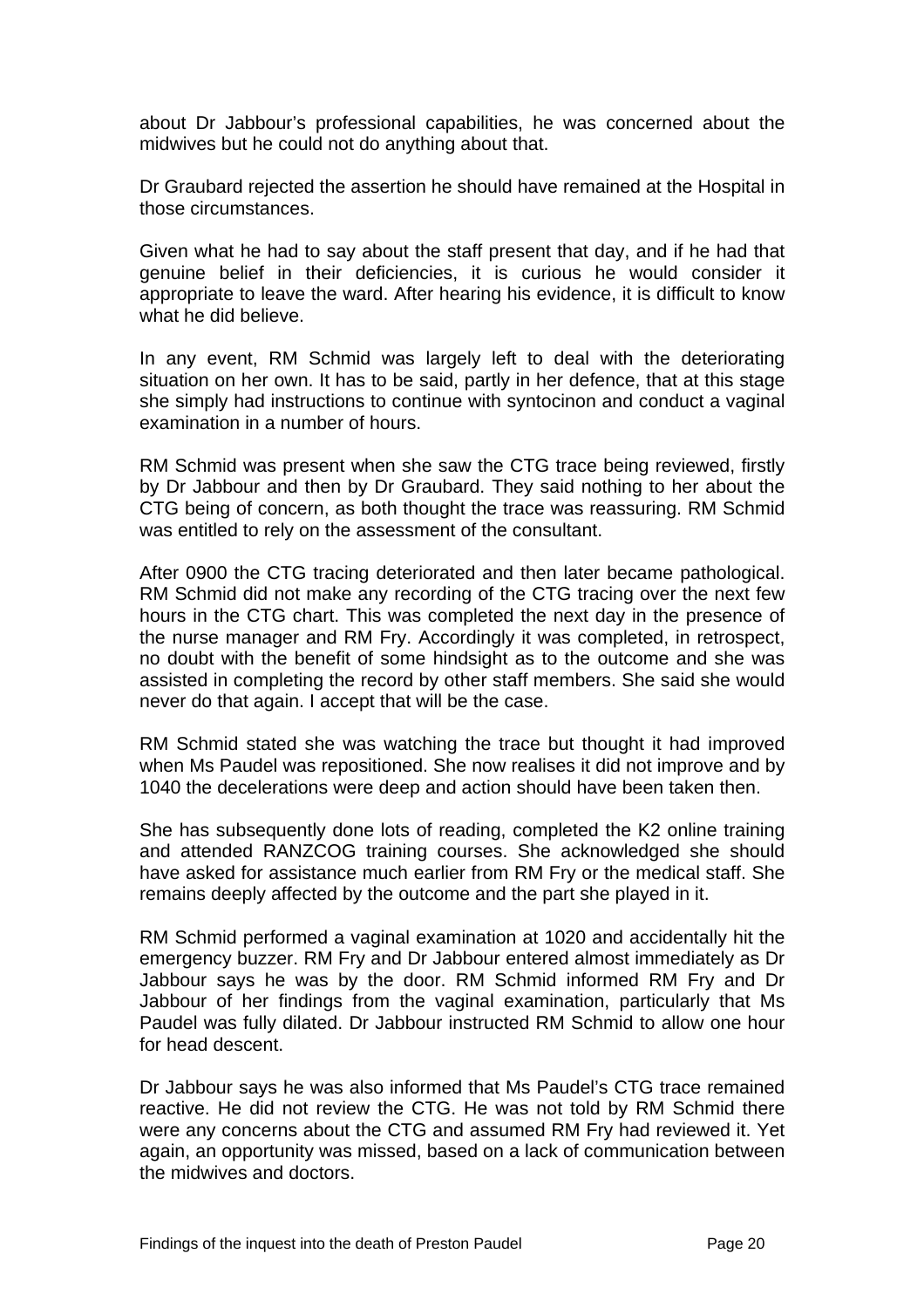about Dr Jabbour's professional capabilities, he was concerned about the midwives but he could not do anything about that.

Dr Graubard rejected the assertion he should have remained at the Hospital in those circumstances.

Given what he had to say about the staff present that day, and if he had that genuine belief in their deficiencies, it is curious he would consider it appropriate to leave the ward. After hearing his evidence, it is difficult to know what he did believe.

In any event, RM Schmid was largely left to deal with the deteriorating situation on her own. It has to be said, partly in her defence, that at this stage she simply had instructions to continue with syntocinon and conduct a vaginal examination in a number of hours.

RM Schmid was present when she saw the CTG trace being reviewed, firstly by Dr Jabbour and then by Dr Graubard. They said nothing to her about the CTG being of concern, as both thought the trace was reassuring. RM Schmid was entitled to rely on the assessment of the consultant.

After 0900 the CTG tracing deteriorated and then later became pathological. RM Schmid did not make any recording of the CTG tracing over the next few hours in the CTG chart. This was completed the next day in the presence of the nurse manager and RM Fry. Accordingly it was completed, in retrospect, no doubt with the benefit of some hindsight as to the outcome and she was assisted in completing the record by other staff members. She said she would never do that again. I accept that will be the case.

RM Schmid stated she was watching the trace but thought it had improved when Ms Paudel was repositioned. She now realises it did not improve and by 1040 the decelerations were deep and action should have been taken then.

She has subsequently done lots of reading, completed the K2 online training and attended RANZCOG training courses. She acknowledged she should have asked for assistance much earlier from RM Fry or the medical staff. She remains deeply affected by the outcome and the part she played in it.

RM Schmid performed a vaginal examination at 1020 and accidentally hit the emergency buzzer. RM Fry and Dr Jabbour entered almost immediately as Dr Jabbour says he was by the door. RM Schmid informed RM Fry and Dr Jabbour of her findings from the vaginal examination, particularly that Ms Paudel was fully dilated. Dr Jabbour instructed RM Schmid to allow one hour for head descent.

Dr Jabbour says he was also informed that Ms Paudel's CTG trace remained reactive. He did not review the CTG. He was not told by RM Schmid there were any concerns about the CTG and assumed RM Fry had reviewed it. Yet again, an opportunity was missed, based on a lack of communication between the midwives and doctors.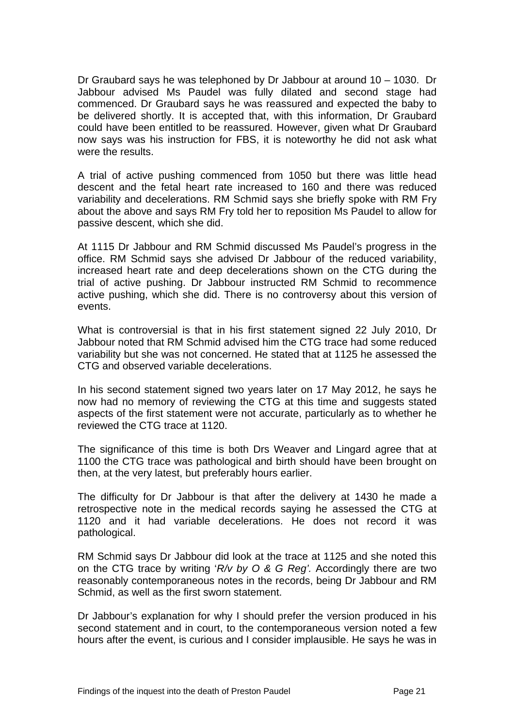Dr Graubard says he was telephoned by Dr Jabbour at around 10 – 1030. Dr Jabbour advised Ms Paudel was fully dilated and second stage had commenced. Dr Graubard says he was reassured and expected the baby to be delivered shortly. It is accepted that, with this information, Dr Graubard could have been entitled to be reassured. However, given what Dr Graubard now says was his instruction for FBS, it is noteworthy he did not ask what were the results.

A trial of active pushing commenced from 1050 but there was little head descent and the fetal heart rate increased to 160 and there was reduced variability and decelerations. RM Schmid says she briefly spoke with RM Fry about the above and says RM Fry told her to reposition Ms Paudel to allow for passive descent, which she did.

At 1115 Dr Jabbour and RM Schmid discussed Ms Paudel's progress in the office. RM Schmid says she advised Dr Jabbour of the reduced variability, increased heart rate and deep decelerations shown on the CTG during the trial of active pushing. Dr Jabbour instructed RM Schmid to recommence active pushing, which she did. There is no controversy about this version of events.

What is controversial is that in his first statement signed 22 July 2010, Dr Jabbour noted that RM Schmid advised him the CTG trace had some reduced variability but she was not concerned. He stated that at 1125 he assessed the CTG and observed variable decelerations.

In his second statement signed two years later on 17 May 2012, he says he now had no memory of reviewing the CTG at this time and suggests stated aspects of the first statement were not accurate, particularly as to whether he reviewed the CTG trace at 1120.

The significance of this time is both Drs Weaver and Lingard agree that at 1100 the CTG trace was pathological and birth should have been brought on then, at the very latest, but preferably hours earlier.

The difficulty for Dr Jabbour is that after the delivery at 1430 he made a retrospective note in the medical records saying he assessed the CTG at 1120 and it had variable decelerations. He does not record it was pathological.

RM Schmid says Dr Jabbour did look at the trace at 1125 and she noted this on the CTG trace by writing '*R/v by O & G Reg'*. Accordingly there are two reasonably contemporaneous notes in the records, being Dr Jabbour and RM Schmid, as well as the first sworn statement.

Dr Jabbour's explanation for why I should prefer the version produced in his second statement and in court, to the contemporaneous version noted a few hours after the event, is curious and I consider implausible. He says he was in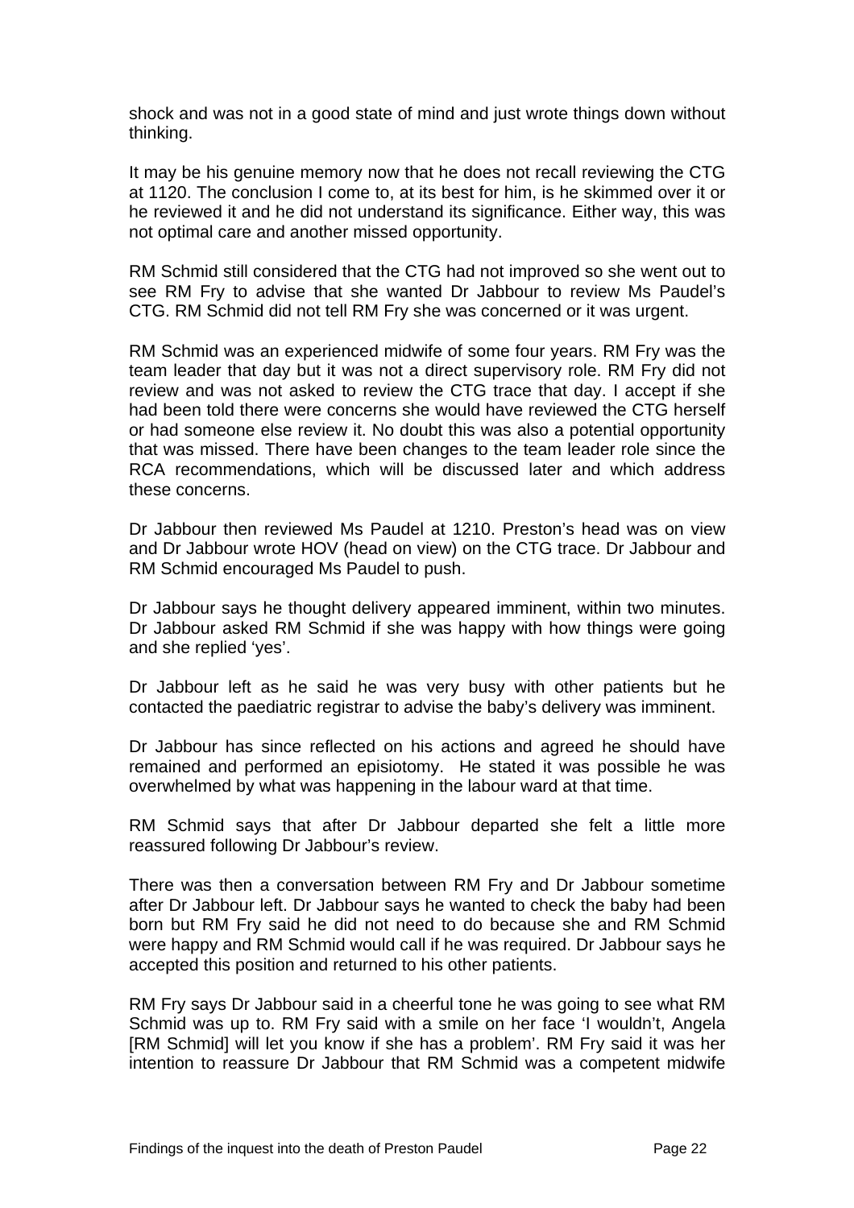shock and was not in a good state of mind and just wrote things down without thinking.

It may be his genuine memory now that he does not recall reviewing the CTG at 1120. The conclusion I come to, at its best for him, is he skimmed over it or he reviewed it and he did not understand its significance. Either way, this was not optimal care and another missed opportunity.

RM Schmid still considered that the CTG had not improved so she went out to see RM Fry to advise that she wanted Dr Jabbour to review Ms Paudel's CTG. RM Schmid did not tell RM Fry she was concerned or it was urgent.

RM Schmid was an experienced midwife of some four years. RM Fry was the team leader that day but it was not a direct supervisory role. RM Fry did not review and was not asked to review the CTG trace that day. I accept if she had been told there were concerns she would have reviewed the CTG herself or had someone else review it. No doubt this was also a potential opportunity that was missed. There have been changes to the team leader role since the RCA recommendations, which will be discussed later and which address these concerns.

Dr Jabbour then reviewed Ms Paudel at 1210. Preston's head was on view and Dr Jabbour wrote HOV (head on view) on the CTG trace. Dr Jabbour and RM Schmid encouraged Ms Paudel to push.

Dr Jabbour says he thought delivery appeared imminent, within two minutes. Dr Jabbour asked RM Schmid if she was happy with how things were going and she replied 'yes'.

Dr Jabbour left as he said he was very busy with other patients but he contacted the paediatric registrar to advise the baby's delivery was imminent.

Dr Jabbour has since reflected on his actions and agreed he should have remained and performed an episiotomy. He stated it was possible he was overwhelmed by what was happening in the labour ward at that time.

RM Schmid says that after Dr Jabbour departed she felt a little more reassured following Dr Jabbour's review.

There was then a conversation between RM Fry and Dr Jabbour sometime after Dr Jabbour left. Dr Jabbour says he wanted to check the baby had been born but RM Fry said he did not need to do because she and RM Schmid were happy and RM Schmid would call if he was required. Dr Jabbour says he accepted this position and returned to his other patients.

RM Fry says Dr Jabbour said in a cheerful tone he was going to see what RM Schmid was up to. RM Fry said with a smile on her face 'I wouldn't, Angela [RM Schmid] will let you know if she has a problem'. RM Fry said it was her intention to reassure Dr Jabbour that RM Schmid was a competent midwife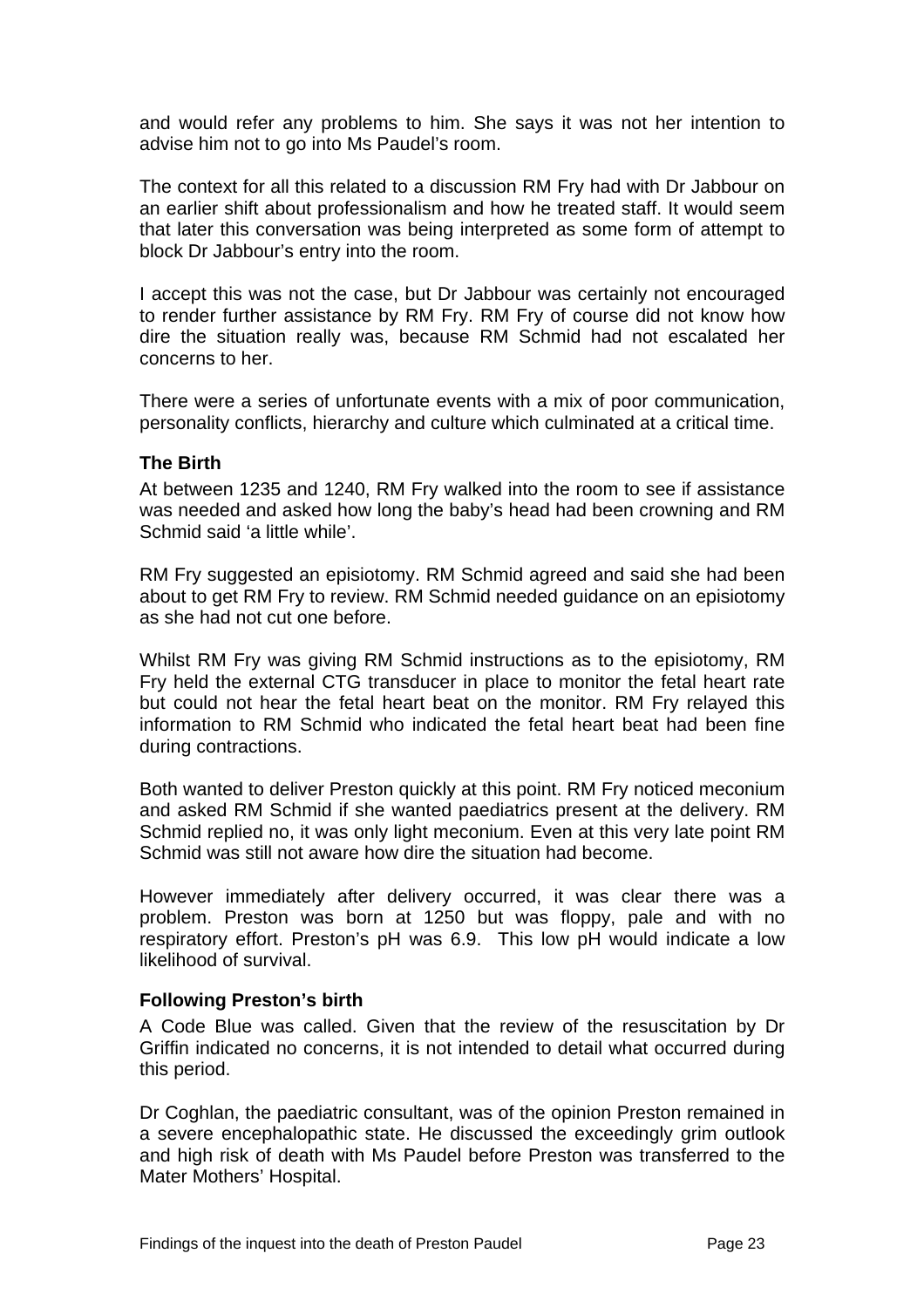and would refer any problems to him. She says it was not her intention to advise him not to go into Ms Paudel's room.

The context for all this related to a discussion RM Fry had with Dr Jabbour on an earlier shift about professionalism and how he treated staff. It would seem that later this conversation was being interpreted as some form of attempt to block Dr Jabbour's entry into the room.

I accept this was not the case, but Dr Jabbour was certainly not encouraged to render further assistance by RM Fry. RM Fry of course did not know how dire the situation really was, because RM Schmid had not escalated her concerns to her.

There were a series of unfortunate events with a mix of poor communication, personality conflicts, hierarchy and culture which culminated at a critical time.

### The Birth

At between 1235 and 1240, RM Fry walked into the room to see if assistance was needed and asked how long the baby's head had been crowning and RM Schmid said 'a little while'.

RM Fry suggested an episiotomy. RM Schmid agreed and said she had been about to get RM Fry to review. RM Schmid needed guidance on an episiotomy as she had not cut one before.

Whilst RM Fry was giving RM Schmid instructions as to the episiotomy, RM Fry held the external CTG transducer in place to monitor the fetal heart rate but could not hear the fetal heart beat on the monitor. RM Fry relayed this information to RM Schmid who indicated the fetal heart beat had been fine during contractions.

Both wanted to deliver Preston quickly at this point. RM Fry noticed meconium and asked RM Schmid if she wanted paediatrics present at the delivery. RM Schmid replied no, it was only light meconium. Even at this very late point RM Schmid was still not aware how dire the situation had become.

However immediately after delivery occurred, it was clear there was a problem. Preston was born at 1250 but was floppy, pale and with no respiratory effort. Preston's pH was 6.9. This low pH would indicate a low likelihood of survival.

### Following Preston's birth

A Code Blue was called. Given that the review of the resuscitation by Dr Griffin indicated no concerns, it is not intended to detail what occurred during this period.

Dr Coghlan, the paediatric consultant, was of the opinion Preston remained in a severe encephalopathic state. He discussed the exceedingly grim outlook and high risk of death with Ms Paudel before Preston was transferred to the Mater Mothers' Hospital.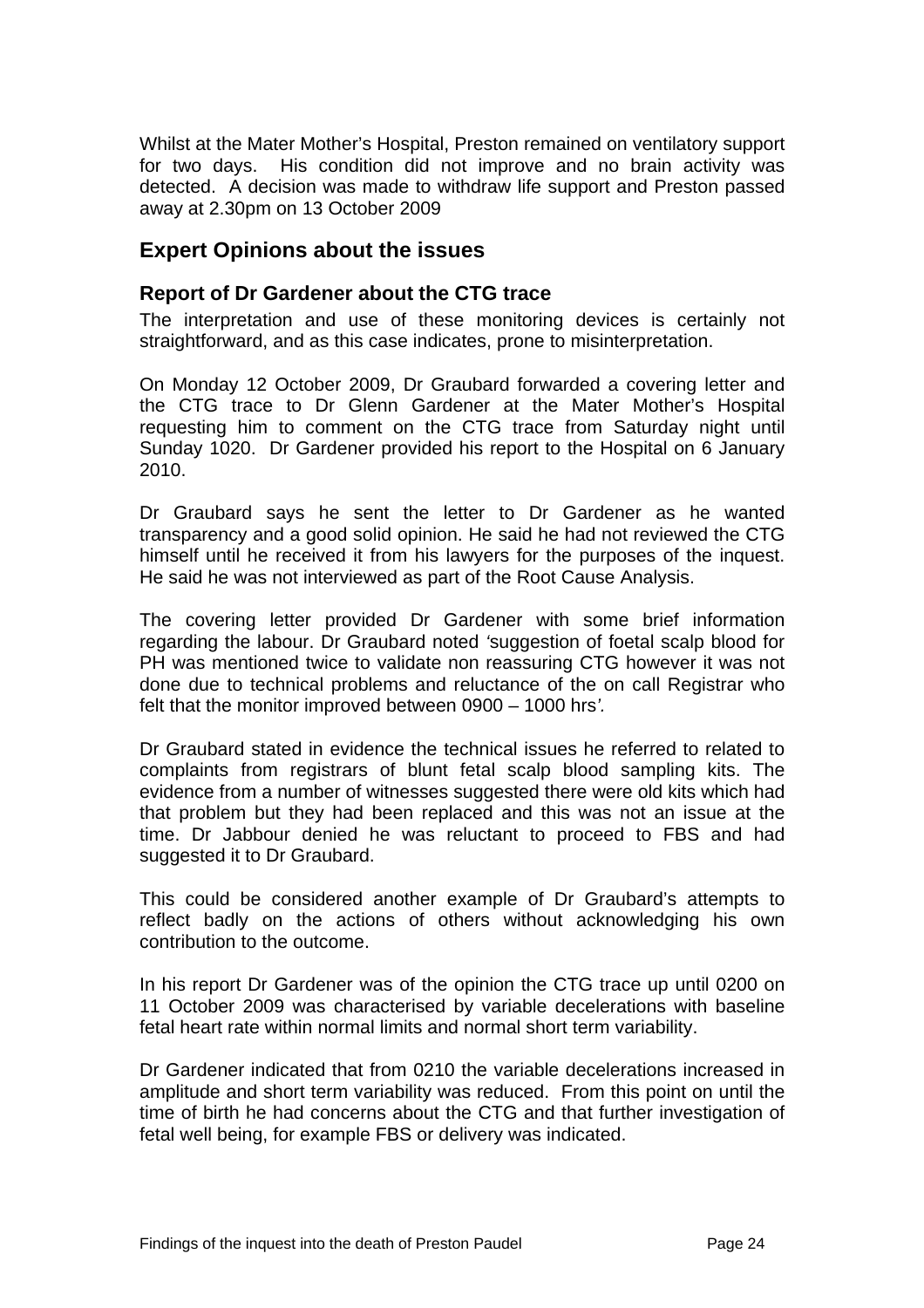Whilst at the Mater Mother's Hospital, Preston remained on ventilatory support for two days. His condition did not improve and no brain activity was detected. A decision was made to withdraw life support and Preston passed away at 2.30pm on 13 October 2009

## Expert Opinions about the issues

### Report of Dr Gardener about the CTG trace

The interpretation and use of these monitoring devices is certainly not straightforward, and as this case indicates, prone to misinterpretation.

On Monday 12 October 2009, Dr Graubard forwarded a covering letter and the CTG trace to Dr Glenn Gardener at the Mater Mother's Hospital requesting him to comment on the CTG trace from Saturday night until Sunday 1020. Dr Gardener provided his report to the Hospital on 6 January 2010.

Dr Graubard says he sent the letter to Dr Gardener as he wanted transparency and a good solid opinion. He said he had not reviewed the CTG himself until he received it from his lawyers for the purposes of the inquest. He said he was not interviewed as part of the Root Cause Analysis.

The covering letter provided Dr Gardener with some brief information regarding the labour. Dr Graubard noted *'suggestion of foetal scalp blood for PH was mentioned twice to validate non reassuring CTG however it was not done due to technical problems and reluctance of the on call Registrar who felt that the monitor improved between 0900 – 1000 hrs'.*

Dr Graubard stated in evidence the technical issues he referred to related to complaints from registrars of blunt fetal scalp blood sampling kits. The evidence from a number of witnesses suggested there were old kits which had that problem but they had been replaced and this was not an issue at the time. Dr Jabbour denied he was reluctant to proceed to FBS and had suggested it to Dr Graubard.

This could be considered another example of Dr Graubard's attempts to reflect badly on the actions of others without acknowledging his own contribution to the outcome.

In his report Dr Gardener was of the opinion the CTG trace up until 0200 on 11 October 2009 was characterised by variable decelerations with baseline fetal heart rate within normal limits and normal short term variability.

Dr Gardener indicated that from 0210 the variable decelerations increased in amplitude and short term variability was reduced. From this point on until the time of birth he had concerns about the CTG and that further investigation of fetal well being, for example FBS or delivery was indicated.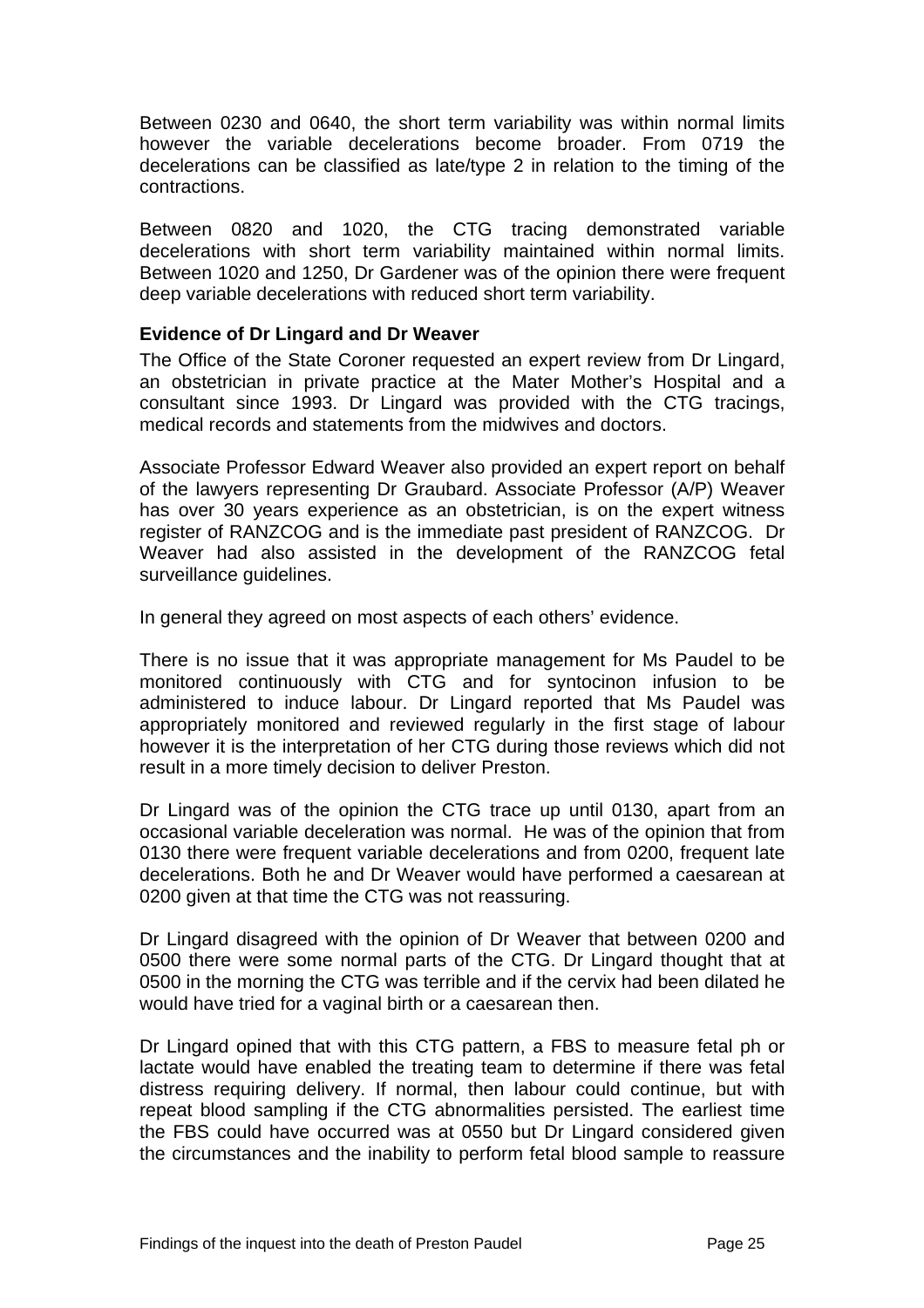Between 0230 and 0640, the short term variability was within normal limits however the variable decelerations become broader. From 0719 the decelerations can be classified as late/type 2 in relation to the timing of the contractions.

Between 0820 and 1020, the CTG tracing demonstrated variable decelerations with short term variability maintained within normal limits. Between 1020 and 1250, Dr Gardener was of the opinion there were frequent deep variable decelerations with reduced short term variability.

**Evidence of Dr Lingard and Dr Weaver**

The Office of the State Coroner requested an expert review from Dr Lingard, an obstetrician in private practice at the Mater Mother's Hospital and a consultant since 1993. Dr Lingard was provided with the CTG tracings, medical records and statements from the midwives and doctors.

Associate Professor Edward Weaver also provided an expert report on behalf of the lawyers representing Dr Graubard. Associate Professor (A/P) Weaver has over 30 years experience as an obstetrician, is on the expert witness register of RANZCOG and is the immediate past president of RANZCOG. Dr Weaver had also assisted in the development of the RANZCOG fetal surveillance guidelines.

In general they agreed on most aspects of each others' evidence.

There is no issue that it was appropriate management for Ms Paudel to be monitored continuously with CTG and for syntocinon infusion to be administered to induce labour. Dr Lingard reported that Ms Paudel was appropriately monitored and reviewed regularly in the first stage of labour however it is the interpretation of her CTG during those reviews which did not result in a more timely decision to deliver Preston.

Dr Lingard was of the opinion the CTG trace up until 0130, apart from an occasional variable deceleration was normal. He was of the opinion that from 0130 there were frequent variable decelerations and from 0200, frequent late decelerations. Both he and Dr Weaver would have performed a caesarean at 0200 given at that time the CTG was not reassuring.

Dr Lingard disagreed with the opinion of Dr Weaver that between 0200 and 0500 there were some normal parts of the CTG. Dr Lingard thought that at 0500 in the morning the CTG was terrible and if the cervix had been dilated he would have tried for a vaginal birth or a caesarean then.

Dr Lingard opined that with this CTG pattern, a FBS to measure fetal ph or lactate would have enabled the treating team to determine if there was fetal distress requiring delivery. If normal, then labour could continue, but with repeat blood sampling if the CTG abnormalities persisted. The earliest time the FBS could have occurred was at 0550 but Dr Lingard considered given the circumstances and the inability to perform fetal blood sample to reassure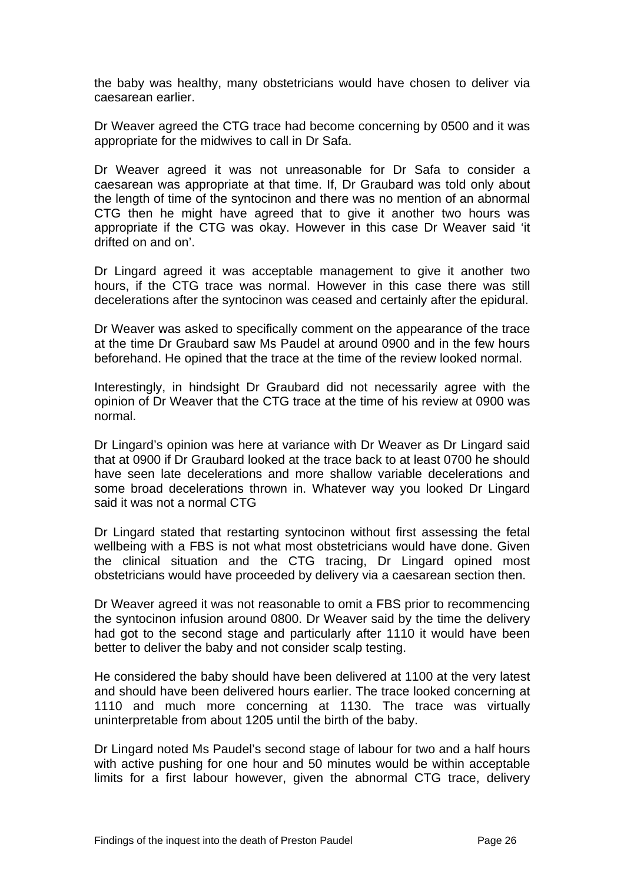the baby was healthy, many obstetricians would have chosen to deliver via caesarean earlier.

Dr Weaver agreed the CTG trace had become concerning by 0500 and it was appropriate for the midwives to call in Dr Safa.

Dr Weaver agreed it was not unreasonable for Dr Safa to consider a caesarean was appropriate at that time. If, Dr Graubard was told only about the length of time of the syntocinon and there was no mention of an abnormal CTG then he might have agreed that to give it another two hours was appropriate if the CTG was okay. However in this case Dr Weaver said 'it drifted on and on'.

Dr Lingard agreed it was acceptable management to give it another two hours, if the CTG trace was normal. However in this case there was still decelerations after the syntocinon was ceased and certainly after the epidural.

Dr Weaver was asked to specifically comment on the appearance of the trace at the time Dr Graubard saw Ms Paudel at around 0900 and in the few hours beforehand. He opined that the trace at the time of the review looked normal.

Interestingly, in hindsight Dr Graubard did not necessarily agree with the opinion of Dr Weaver that the CTG trace at the time of his review at 0900 was normal.

Dr Lingard's opinion was here at variance with Dr Weaver as Dr Lingard said that at 0900 if Dr Graubard looked at the trace back to at least 0700 he should have seen late decelerations and more shallow variable decelerations and some broad decelerations thrown in. Whatever way you looked Dr Lingard said it was not a normal CTG

Dr Lingard stated that restarting syntocinon without first assessing the fetal wellbeing with a FBS is not what most obstetricians would have done. Given the clinical situation and the CTG tracing, Dr Lingard opined most obstetricians would have proceeded by delivery via a caesarean section then.

Dr Weaver agreed it was not reasonable to omit a FBS prior to recommencing the syntocinon infusion around 0800. Dr Weaver said by the time the delivery had got to the second stage and particularly after 1110 it would have been better to deliver the baby and not consider scalp testing.

He considered the baby should have been delivered at 1100 at the very latest and should have been delivered hours earlier. The trace looked concerning at 1110 and much more concerning at 1130. The trace was virtually uninterpretable from about 1205 until the birth of the baby.

Dr Lingard noted Ms Paudel's second stage of labour for two and a half hours with active pushing for one hour and 50 minutes would be within acceptable limits for a first labour however, given the abnormal CTG trace, delivery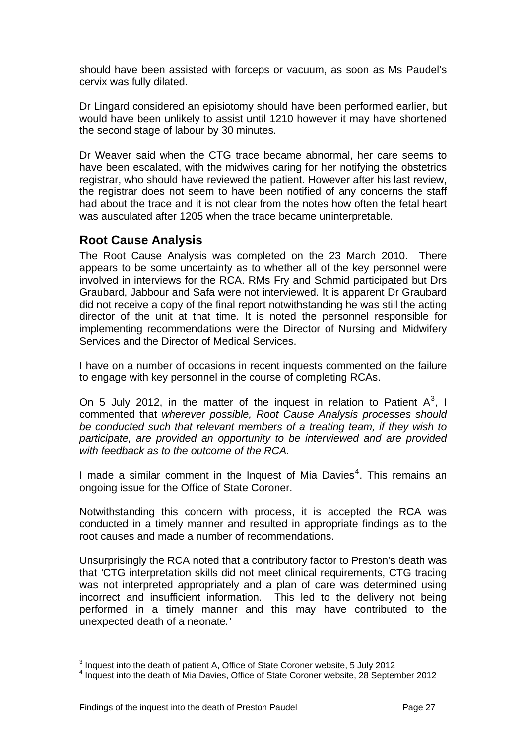should have been assisted with forceps or vacuum, as soon as Ms Paudel's cervix was fully dilated.

Dr Lingard considered an episiotomy should have been performed earlier, but would have been unlikely to assist until 1210 however it may have shortened the second stage of labour by 30 minutes.

Dr Weaver said when the CTG trace became abnormal, her care seems to have been escalated, with the midwives caring for her notifying the obstetrics registrar, who should have reviewed the patient. However after his last review, the registrar does not seem to have been notified of any concerns the staff had about the trace and it is not clear from the notes how often the fetal heart was ausculated after 1205 when the trace became uninterpretable.

## Root Cause Analysis

The Root Cause Analysis was completed on the 23 March 2010. There appears to be some uncertainty as to whether all of the key personnel were involved in interviews for the RCA. RMs Fry and Schmid participated but Drs Graubard, Jabbour and Safa were not interviewed. It is apparent Dr Graubard did not receive a copy of the final report notwithstanding he was still the acting director of the unit at that time. It is noted the personnel responsible for implementing recommendations were the Director of Nursing and Midwifery Services and the Director of Medical Services.

I have on a number of occasions in recent inquests commented on the failure to engage with key personnel in the course of completing RCAs.

On 5 July 2012, in the matter of the inquest in relation to Patient A[3], I commented that *wherever possible, Root Cause Analysis processes should be conducted such that relevant members of a treating team, if they wish to participate, are provided an opportunity to be interviewed and are provided with feedback as to the outcome of the RCA.*

I made a similar comment in the Inquest of Mia Davies[4]. This remains an ongoing issue for the Office of State Coroner.

Notwithstanding this concern with process, it is accepted the RCA was conducted in a timely manner and resulted in appropriate findings as to the root causes and made a number of recommendations.

Unsurprisingly the RCA noted that a contributory factor to Preston's death was that *'CTG interpretation skills did not meet clinical requirements, CTG tracing was not interpreted appropriately and a plan of care was determined using incorrect and insufficient information. This led to the delivery not being performed in a timely manner and this may have contributed to the unexpected death of a neonate.'*

---

[3] Inquest into the death of patient A, Office of State Coroner website, 5 July 2012

[4] Inquest into the death of Mia Davies, Office of State Coroner website, 28 September 2012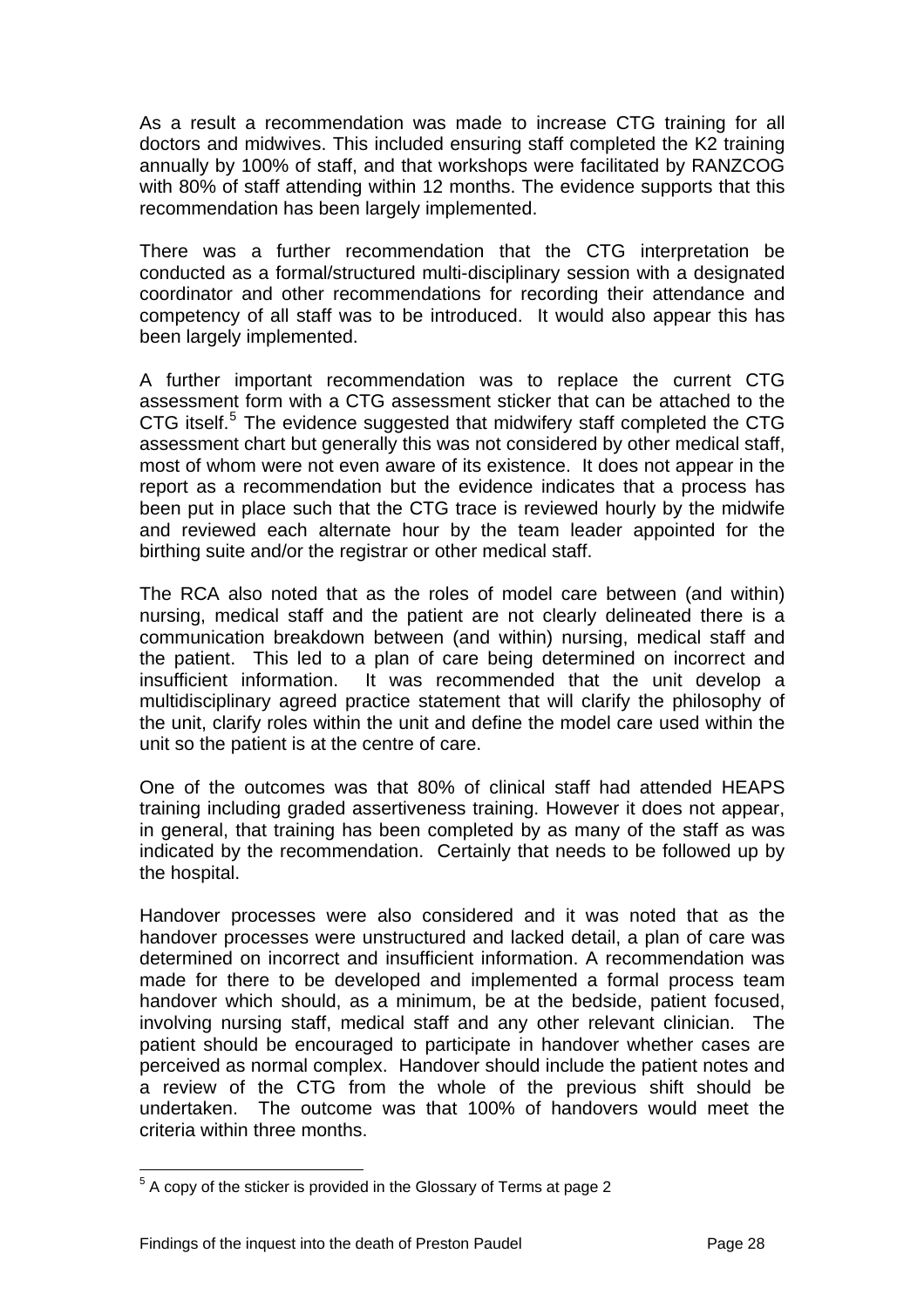As a result a recommendation was made to increase CTG training for all doctors and midwives. This included ensuring staff completed the K2 training annually by 100% of staff, and that workshops were facilitated by RANZCOG with 80% of staff attending within 12 months. The evidence supports that this recommendation has been largely implemented.

There was a further recommendation that the CTG interpretation be conducted as a formal/structured multi-disciplinary session with a designated coordinator and other recommendations for recording their attendance and competency of all staff was to be introduced. It would also appear this has been largely implemented.

A further important recommendation was to replace the current CTG assessment form with a CTG assessment sticker that can be attached to the CTG itself.[5] The evidence suggested that midwifery staff completed the CTG assessment chart but generally this was not considered by other medical staff, most of whom were not even aware of its existence. It does not appear in the report as a recommendation but the evidence indicates that a process has been put in place such that the CTG trace is reviewed hourly by the midwife and reviewed each alternate hour by the team leader appointed for the birthing suite and/or the registrar or other medical staff.

The RCA also noted that as the roles of model care between (and within) nursing, medical staff and the patient are not clearly delineated there is a communication breakdown between (and within) nursing, medical staff and the patient. This led to a plan of care being determined on incorrect and insufficient information. It was recommended that the unit develop a multidisciplinary agreed practice statement that will clarify the philosophy of the unit, clarify roles within the unit and define the model care used within the unit so the patient is at the centre of care.

One of the outcomes was that 80% of clinical staff had attended HEAPS training including graded assertiveness training. However it does not appear, in general, that training has been completed by as many of the staff as was indicated by the recommendation. Certainly that needs to be followed up by the hospital.

Handover processes were also considered and it was noted that as the handover processes were unstructured and lacked detail, a plan of care was determined on incorrect and insufficient information. A recommendation was made for there to be developed and implemented a formal process team handover which should, as a minimum, be at the bedside, patient focused, involving nursing staff, medical staff and any other relevant clinician. The patient should be encouraged to participate in handover whether cases are perceived as normal complex. Handover should include the patient notes and a review of the CTG from the whole of the previous shift should be undertaken. The outcome was that 100% of handovers would meet the criteria within three months.

[5] A copy of the sticker is provided in the Glossary of Terms at page 2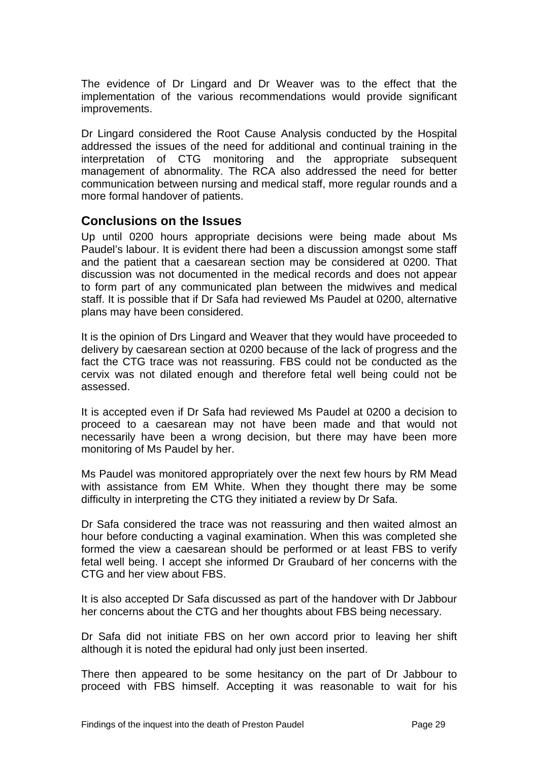The evidence of Dr Lingard and Dr Weaver was to the effect that the implementation of the various recommendations would provide significant improvements.

Dr Lingard considered the Root Cause Analysis conducted by the Hospital addressed the issues of the need for additional and continual training in the interpretation of CTG monitoring and the appropriate subsequent management of abnormality. The RCA also addressed the need for better communication between nursing and medical staff, more regular rounds and a more formal handover of patients.

## Conclusions on the Issues

Up until 0200 hours appropriate decisions were being made about Ms Paudel's labour. It is evident there had been a discussion amongst some staff and the patient that a caesarean section may be considered at 0200. That discussion was not documented in the medical records and does not appear to form part of any communicated plan between the midwives and medical staff. It is possible that if Dr Safa had reviewed Ms Paudel at 0200, alternative plans may have been considered.

It is the opinion of Drs Lingard and Weaver that they would have proceeded to delivery by caesarean section at 0200 because of the lack of progress and the fact the CTG trace was not reassuring. FBS could not be conducted as the cervix was not dilated enough and therefore fetal well being could not be assessed.

It is accepted even if Dr Safa had reviewed Ms Paudel at 0200 a decision to proceed to a caesarean may not have been made and that would not necessarily have been a wrong decision, but there may have been more monitoring of Ms Paudel by her.

Ms Paudel was monitored appropriately over the next few hours by RM Mead with assistance from EM White. When they thought there may be some difficulty in interpreting the CTG they initiated a review by Dr Safa.

Dr Safa considered the trace was not reassuring and then waited almost an hour before conducting a vaginal examination. When this was completed she formed the view a caesarean should be performed or at least FBS to verify fetal well being. I accept she informed Dr Graubard of her concerns with the CTG and her view about FBS.

It is also accepted Dr Safa discussed as part of the handover with Dr Jabbour her concerns about the CTG and her thoughts about FBS being necessary.

Dr Safa did not initiate FBS on her own accord prior to leaving her shift although it is noted the epidural had only just been inserted.

There then appeared to be some hesitancy on the part of Dr Jabbour to proceed with FBS himself. Accepting it was reasonable to wait for his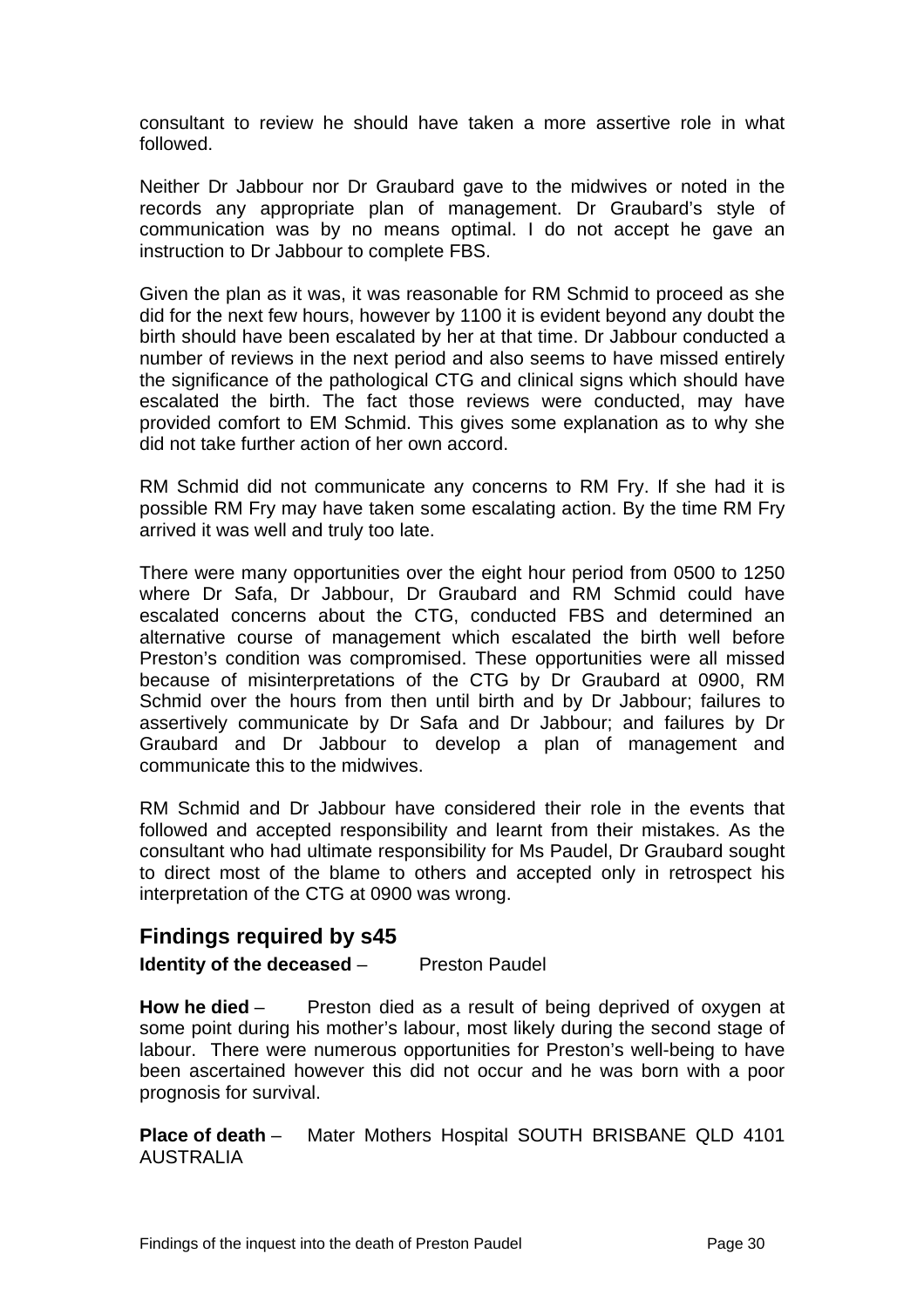consultant to review he should have taken a more assertive role in what followed.

Neither Dr Jabbour nor Dr Graubard gave to the midwives or noted in the records any appropriate plan of management. Dr Graubard's style of communication was by no means optimal. I do not accept he gave an instruction to Dr Jabbour to complete FBS.

Given the plan as it was, it was reasonable for RM Schmid to proceed as she did for the next few hours, however by 1100 it is evident beyond any doubt the birth should have been escalated by her at that time. Dr Jabbour conducted a number of reviews in the next period and also seems to have missed entirely the significance of the pathological CTG and clinical signs which should have escalated the birth. The fact those reviews were conducted, may have provided comfort to EM Schmid. This gives some explanation as to why she did not take further action of her own accord.

RM Schmid did not communicate any concerns to RM Fry. If she had it is possible RM Fry may have taken some escalating action. By the time RM Fry arrived it was well and truly too late.

There were many opportunities over the eight hour period from 0500 to 1250 where Dr Safa, Dr Jabbour, Dr Graubard and RM Schmid could have escalated concerns about the CTG, conducted FBS and determined an alternative course of management which escalated the birth well before Preston's condition was compromised. These opportunities were all missed because of misinterpretations of the CTG by Dr Graubard at 0900, RM Schmid over the hours from then until birth and by Dr Jabbour; failures to assertively communicate by Dr Safa and Dr Jabbour; and failures by Dr Graubard and Dr Jabbour to develop a plan of management and communicate this to the midwives.

RM Schmid and Dr Jabbour have considered their role in the events that followed and accepted responsibility and learnt from their mistakes. As the consultant who had ultimate responsibility for Ms Paudel, Dr Graubard sought to direct most of the blame to others and accepted only in retrospect his interpretation of the CTG at 0900 was wrong.

## Findings required by s45

**Identity of the deceased** – Preston Paudel

**How he died** – Preston died as a result of being deprived of oxygen at some point during his mother's labour, most likely during the second stage of labour. There were numerous opportunities for Preston's well-being to have been ascertained however this did not occur and he was born with a poor prognosis for survival.

**Place of death** – Mater Mothers Hospital SOUTH BRISBANE QLD 4101 AUSTRALIA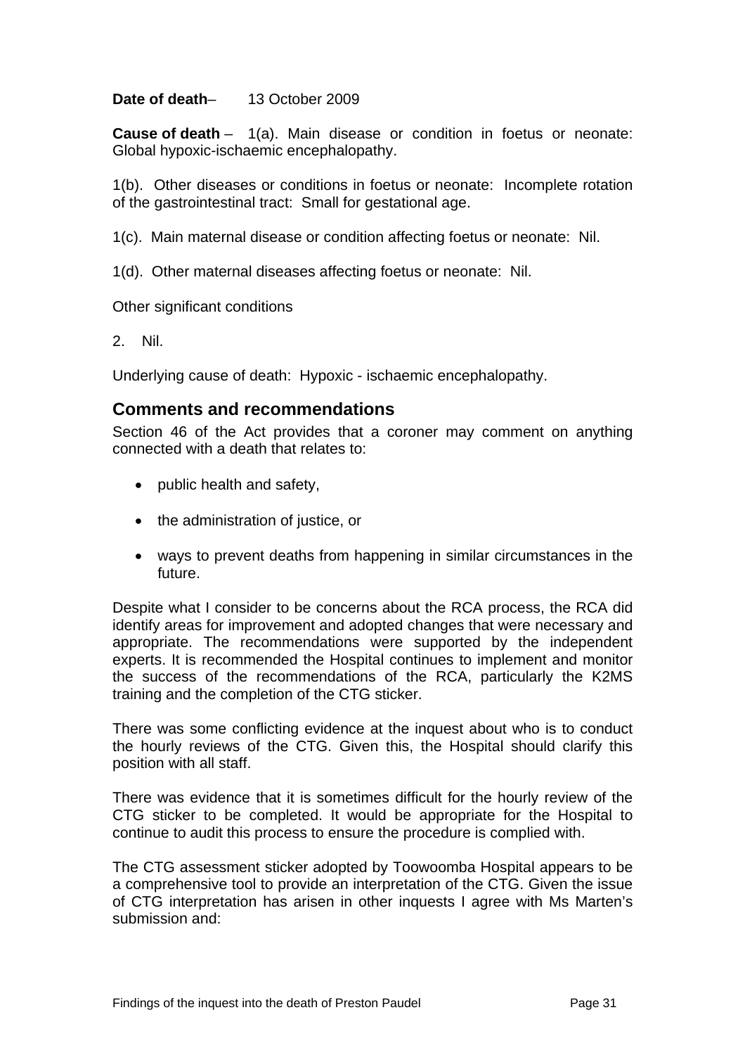**Date of death**– 13 October 2009

**Cause of death** – 1(a). Main disease or condition in foetus or neonate: Global hypoxic-ischaemic encephalopathy.

1(b). Other diseases or conditions in foetus or neonate: Incomplete rotation of the gastrointestinal tract: Small for gestational age.

1(c). Main maternal disease or condition affecting foetus or neonate: Nil.

1(d). Other maternal diseases affecting foetus or neonate: Nil.

Other significant conditions

2. Nil.

Underlying cause of death: Hypoxic - ischaemic encephalopathy.

## Comments and recommendations

Section 46 of the Act provides that a coroner may comment on anything connected with a death that relates to:

- public health and safety,
- the administration of justice, or
- ways to prevent deaths from happening in similar circumstances in the future.

Despite what I consider to be concerns about the RCA process, the RCA did identify areas for improvement and adopted changes that were necessary and appropriate. The recommendations were supported by the independent experts. It is recommended the Hospital continues to implement and monitor the success of the recommendations of the RCA, particularly the K2MS training and the completion of the CTG sticker.

There was some conflicting evidence at the inquest about who is to conduct the hourly reviews of the CTG. Given this, the Hospital should clarify this position with all staff.

There was evidence that it is sometimes difficult for the hourly review of the CTG sticker to be completed. It would be appropriate for the Hospital to continue to audit this process to ensure the procedure is complied with.

The CTG assessment sticker adopted by Toowoomba Hospital appears to be a comprehensive tool to provide an interpretation of the CTG. Given the issue of CTG interpretation has arisen in other inquests I agree with Ms Marten's submission and: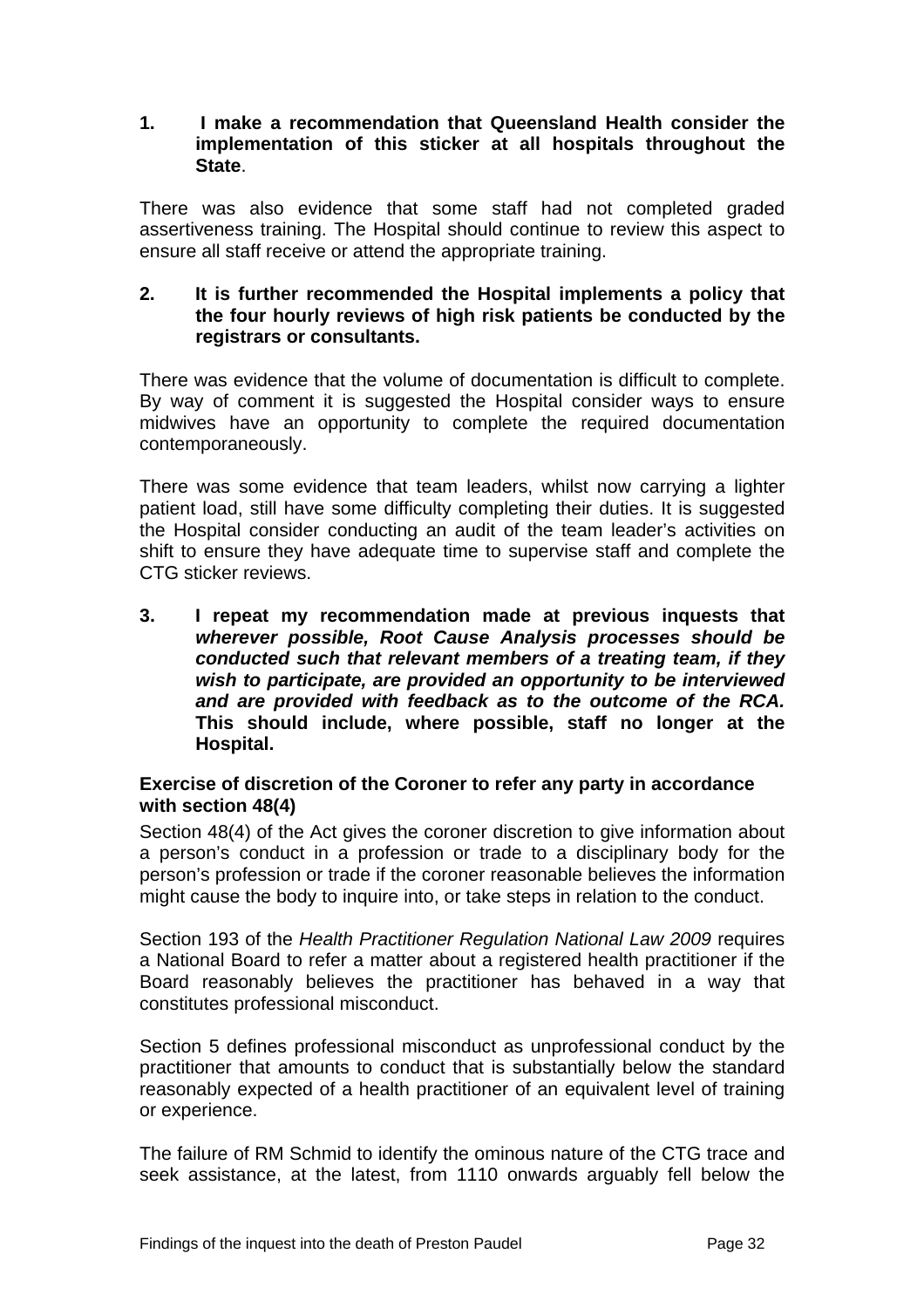1. **I make a recommendation that Queensland Health consider the implementation of this sticker at all hospitals throughout the State**.

There was also evidence that some staff had not completed graded assertiveness training. The Hospital should continue to review this aspect to ensure all staff receive or attend the appropriate training.

2. **It is further recommended the Hospital implements a policy that the four hourly reviews of high risk patients be conducted by the registrars or consultants.**

There was evidence that the volume of documentation is difficult to complete. By way of comment it is suggested the Hospital consider ways to ensure midwives have an opportunity to complete the required documentation contemporaneously.

There was some evidence that team leaders, whilst now carrying a lighter patient load, still have some difficulty completing their duties. It is suggested the Hospital consider conducting an audit of the team leader's activities on shift to ensure they have adequate time to supervise staff and complete the CTG sticker reviews.

3. **I repeat my recommendation made at previous inquests that *wherever possible, Root Cause Analysis processes should be conducted such that relevant members of a treating team, if they wish to participate, are provided an opportunity to be interviewed and are provided with feedback as to the outcome of the RCA.* This should include, where possible, staff no longer at the Hospital.**

### Exercise of discretion of the Coroner to refer any party in accordance with section 48(4)

Section 48(4) of the Act gives the coroner discretion to give information about a person's conduct in a profession or trade to a disciplinary body for the person's profession or trade if the coroner reasonable believes the information might cause the body to inquire into, or take steps in relation to the conduct.

Section 193 of the *Health Practitioner Regulation National Law 2009* requires a National Board to refer a matter about a registered health practitioner if the Board reasonably believes the practitioner has behaved in a way that constitutes professional misconduct.

Section 5 defines professional misconduct as unprofessional conduct by the practitioner that amounts to conduct that is substantially below the standard reasonably expected of a health practitioner of an equivalent level of training or experience.

The failure of RM Schmid to identify the ominous nature of the CTG trace and seek assistance, at the latest, from 1110 onwards arguably fell below the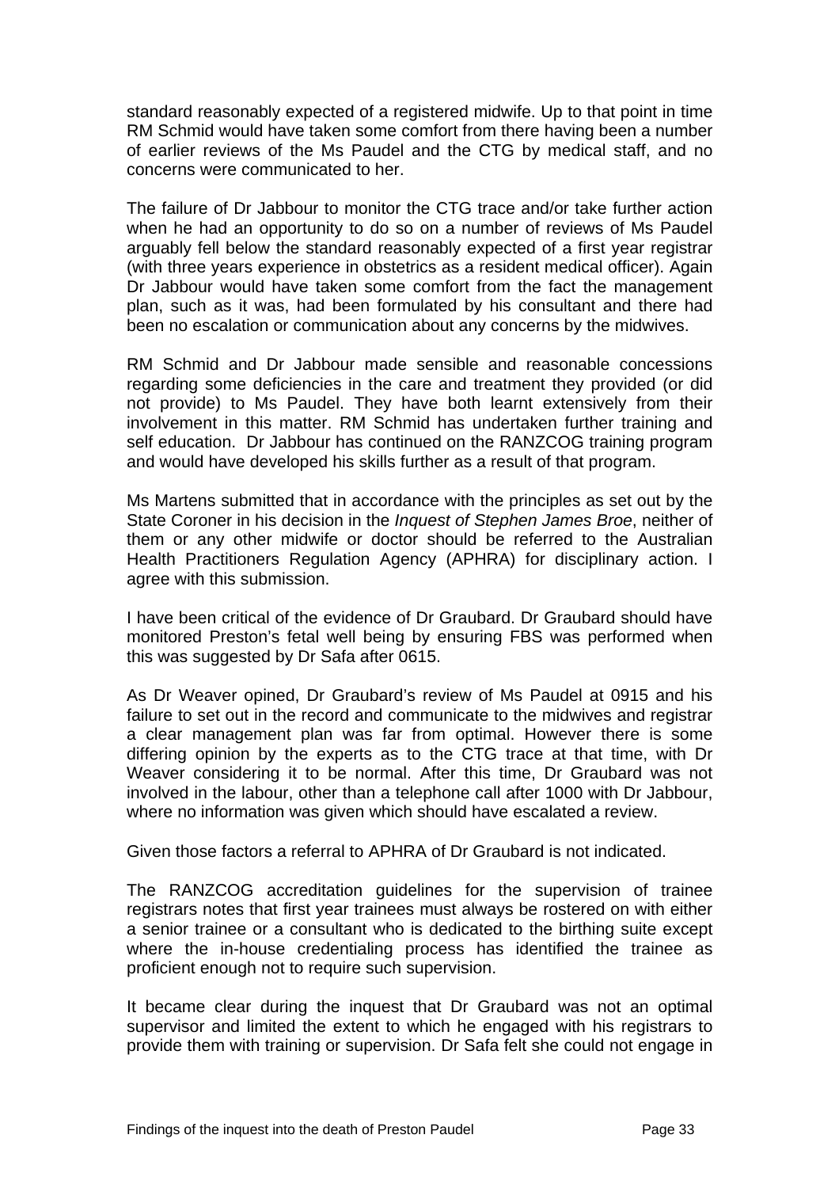standard reasonably expected of a registered midwife. Up to that point in time RM Schmid would have taken some comfort from there having been a number of earlier reviews of the Ms Paudel and the CTG by medical staff, and no concerns were communicated to her.

The failure of Dr Jabbour to monitor the CTG trace and/or take further action when he had an opportunity to do so on a number of reviews of Ms Paudel arguably fell below the standard reasonably expected of a first year registrar (with three years experience in obstetrics as a resident medical officer). Again Dr Jabbour would have taken some comfort from the fact the management plan, such as it was, had been formulated by his consultant and there had been no escalation or communication about any concerns by the midwives.

RM Schmid and Dr Jabbour made sensible and reasonable concessions regarding some deficiencies in the care and treatment they provided (or did not provide) to Ms Paudel. They have both learnt extensively from their involvement in this matter. RM Schmid has undertaken further training and self education. Dr Jabbour has continued on the RANZCOG training program and would have developed his skills further as a result of that program.

Ms Martens submitted that in accordance with the principles as set out by the State Coroner in his decision in the *Inquest of Stephen James Broe*, neither of them or any other midwife or doctor should be referred to the Australian Health Practitioners Regulation Agency (APHRA) for disciplinary action. I agree with this submission.

I have been critical of the evidence of Dr Graubard. Dr Graubard should have monitored Preston's fetal well being by ensuring FBS was performed when this was suggested by Dr Safa after 0615.

As Dr Weaver opined, Dr Graubard's review of Ms Paudel at 0915 and his failure to set out in the record and communicate to the midwives and registrar a clear management plan was far from optimal. However there is some differing opinion by the experts as to the CTG trace at that time, with Dr Weaver considering it to be normal. After this time, Dr Graubard was not involved in the labour, other than a telephone call after 1000 with Dr Jabbour, where no information was given which should have escalated a review.

Given those factors a referral to APHRA of Dr Graubard is not indicated.

The RANZCOG accreditation guidelines for the supervision of trainee registrars notes that first year trainees must always be rostered on with either a senior trainee or a consultant who is dedicated to the birthing suite except where the in-house credentialing process has identified the trainee as proficient enough not to require such supervision.

It became clear during the inquest that Dr Graubard was not an optimal supervisor and limited the extent to which he engaged with his registrars to provide them with training or supervision. Dr Safa felt she could not engage in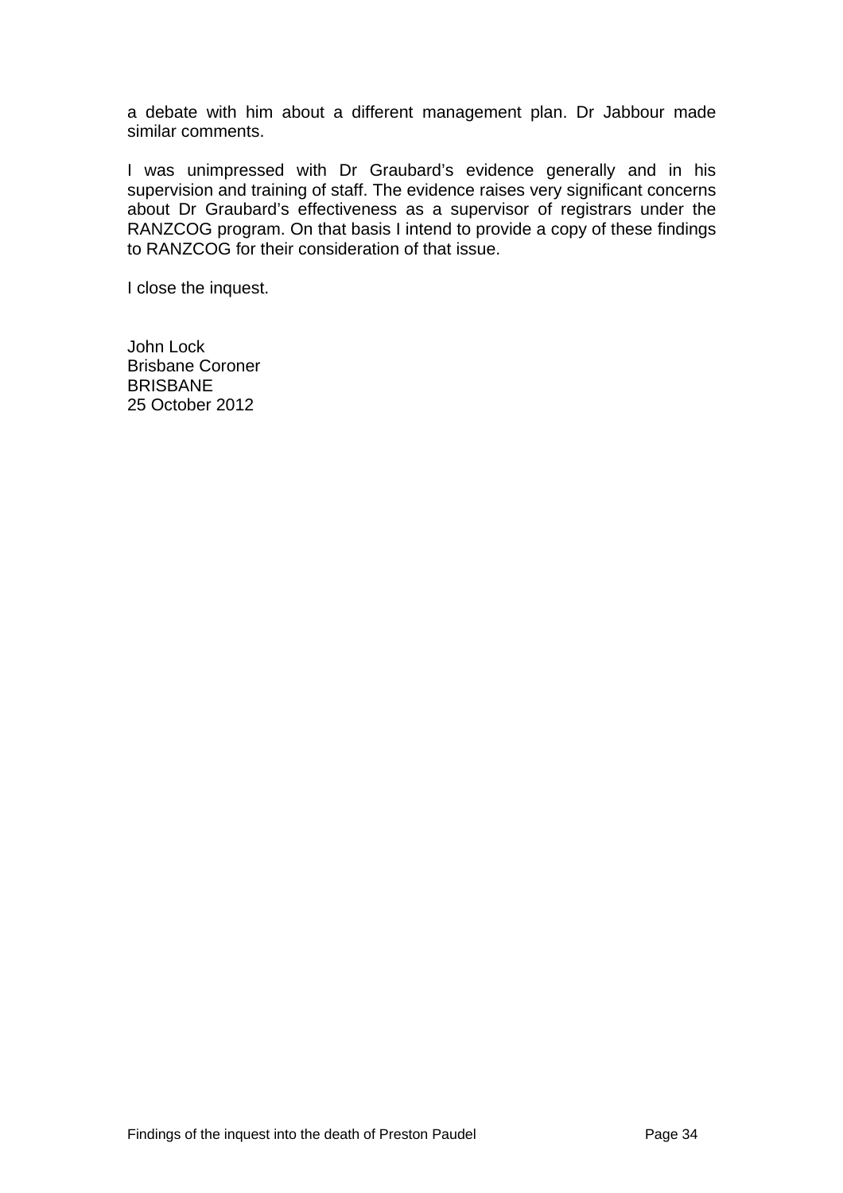a debate with him about a different management plan. Dr Jabbour made similar comments.

I was unimpressed with Dr Graubard's evidence generally and in his supervision and training of staff. The evidence raises very significant concerns about Dr Graubard's effectiveness as a supervisor of registrars under the RANZCOG program. On that basis I intend to provide a copy of these findings to RANZCOG for their consideration of that issue.

I close the inquest.

John Lock  
Brisbane Coroner  
BRISBANE  
25 October 2012